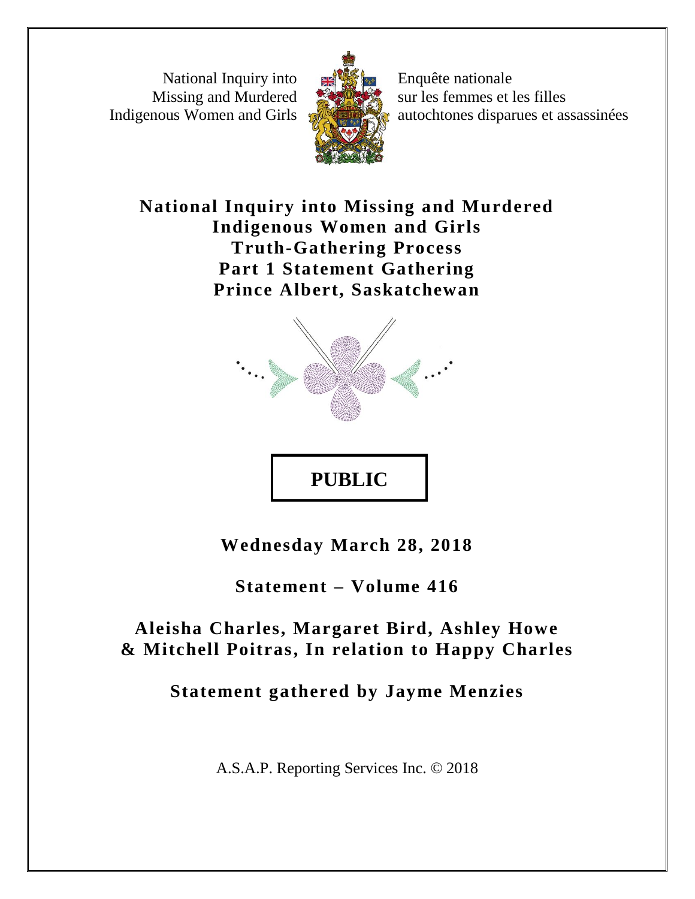National Inquiry into
Missing and Murdered
Indigenous Women and Girls

Enquête nationale
sur les femmes et les filles
autochtones disparues et assassinées

# National Inquiry into Missing and Murdered Indigenous Women and Girls
# Truth-Gathering Process
# Part 1 Statement Gathering
# Prince Albert, Saskatchewan

**PUBLIC**

**Wednesday March 28, 2018**

**Statement – Volume 416**

**Aleisha Charles, Margaret Bird, Ashley Howe & Mitchell Poitras, In relation to Happy Charles**

**Statement gathered by Jayme Menzies**

A.S.A.P. Reporting Services Inc. © 2018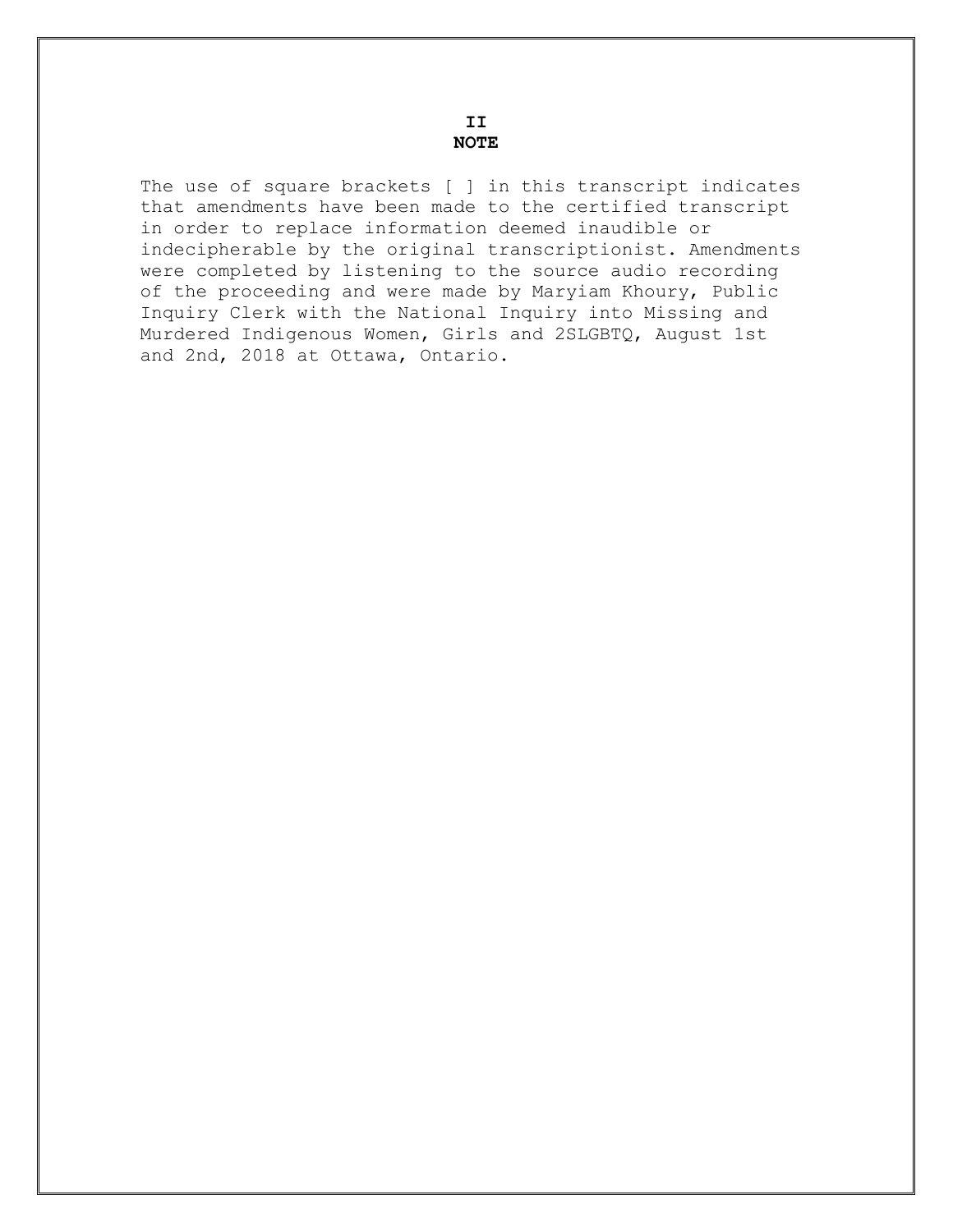## II
## NOTE

The use of square brackets [ ] in this transcript indicates that amendments have been made to the certified transcript in order to replace information deemed inaudible or indecipherable by the original transcriptionist. Amendments were completed by listening to the source audio recording of the proceeding and were made by Maryiam Khoury, Public Inquiry Clerk with the National Inquiry into Missing and Murdered Indigenous Women, Girls and 2SLGBTQ, August 1st and 2nd, 2018 at Ottawa, Ontario.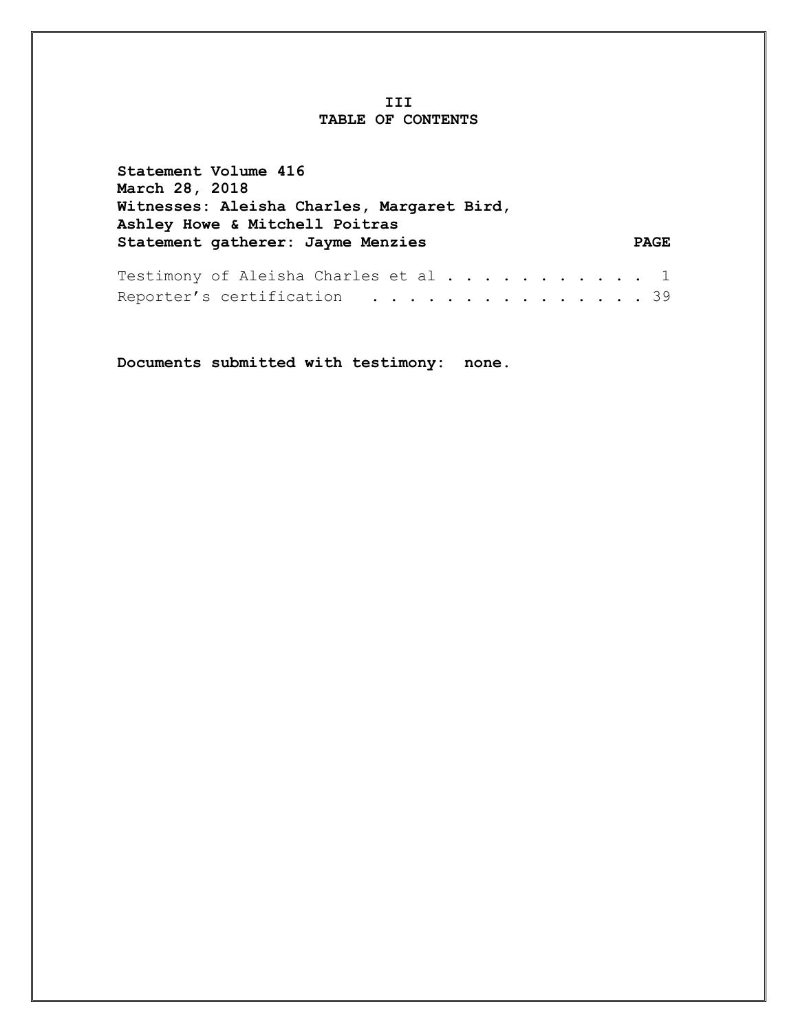# III
# TABLE OF CONTENTS

**Statement Volume 416**
**March 28, 2018**
**Witnesses: Aleisha Charles, Margaret Bird,**
**Ashley Howe & Mitchell Poitras**
**Statement gatherer: Jayme Menzies**

| | **PAGE** |
|---|---|
| Testimony of Aleisha Charles et al . . . . . . . . . . . | 1 |
| Reporter's certification . . . . . . . . . . . . . . . | 39 |

**Documents submitted with testimony: none.**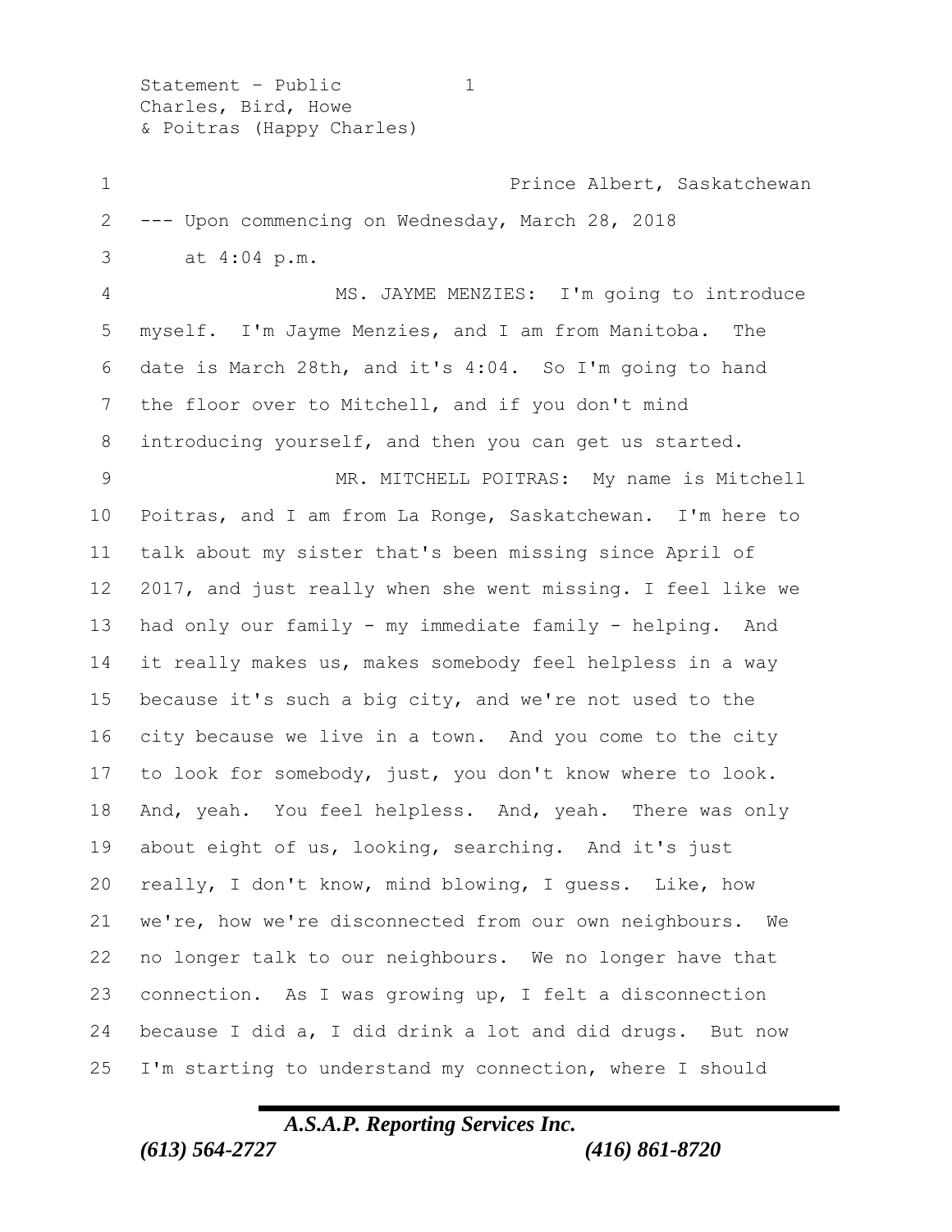Prince Albert, Saskatchewan

--- Upon commencing on Wednesday, March 28, 2018 at 4:04 p.m.

MS. JAYME MENZIES: I'm going to introduce myself. I'm Jayme Menzies, and I am from Manitoba. The date is March 28th, and it's 4:04. So I'm going to hand the floor over to Mitchell, and if you don't mind introducing yourself, and then you can get us started.

MR. MITCHELL POITRAS: My name is Mitchell Poitras, and I am from La Ronge, Saskatchewan. I'm here to talk about my sister that's been missing since April of 2017, and just really when she went missing. I feel like we had only our family - my immediate family - helping. And it really makes us, makes somebody feel helpless in a way because it's such a big city, and we're not used to the city because we live in a town. And you come to the city to look for somebody, just, you don't know where to look. And, yeah. You feel helpless. And, yeah. There was only about eight of us, looking, searching. And it's just really, I don't know, mind blowing, I guess. Like, how we're, how we're disconnected from our own neighbours. We no longer talk to our neighbours. We no longer have that connection. As I was growing up, I felt a disconnection because I did a, I did drink a lot and did drugs. But now I'm starting to understand my connection, where I should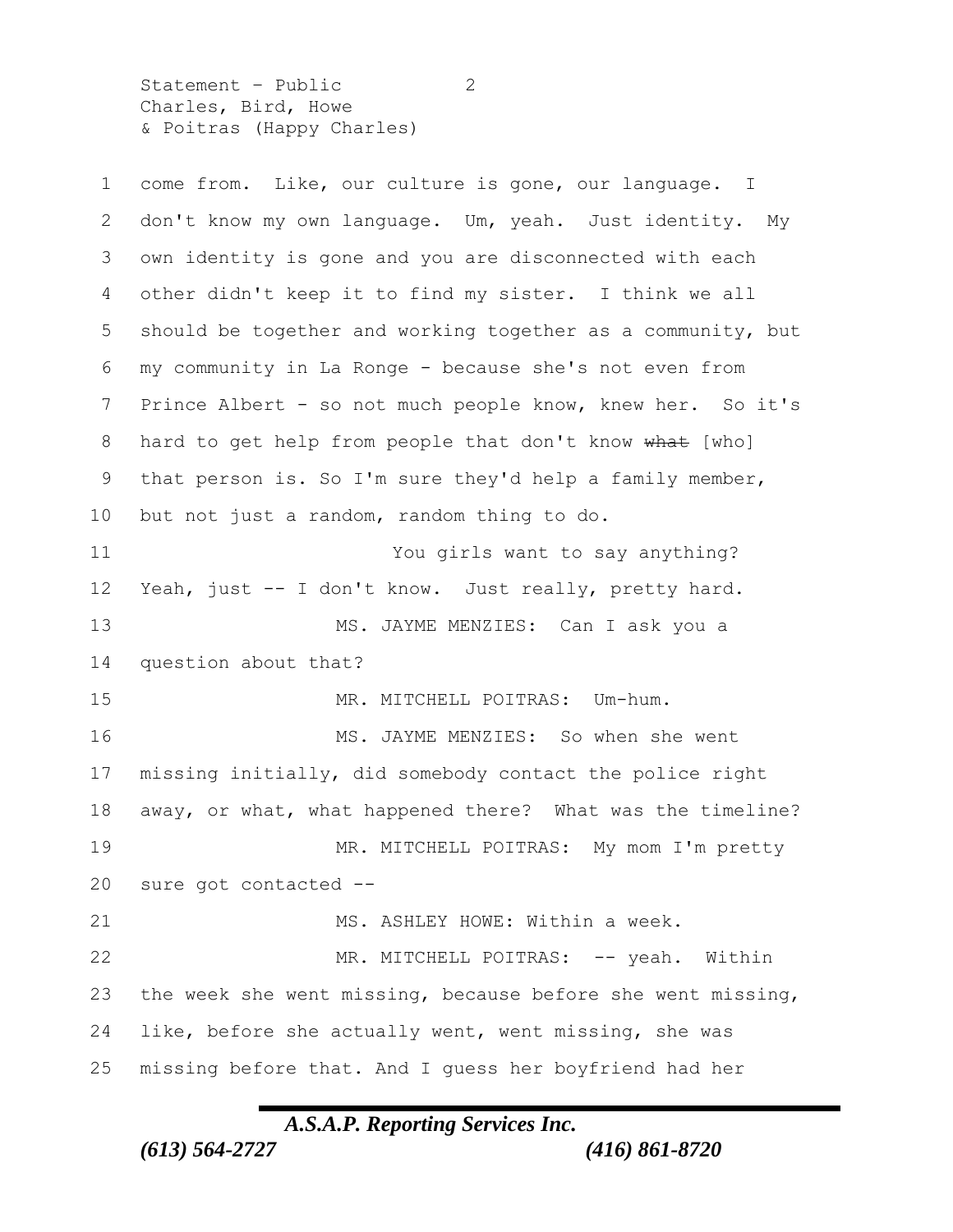come from. Like, our culture is gone, our language. I don't know my own language. Um, yeah. Just identity. My own identity is gone and you are disconnected with each other didn't keep it to find my sister. I think we all should be together and working together as a community, but my community in La Ronge - because she's not even from Prince Albert - so not much people know, knew her. So it's hard to get help from people that don't know ~~what~~ [who] that person is. So I'm sure they'd help a family member, but not just a random, random thing to do.

You girls want to say anything? Yeah, just -- I don't know. Just really, pretty hard.

MS. JAYME MENZIES: Can I ask you a question about that?

MR. MITCHELL POITRAS: Um-hum.

MS. JAYME MENZIES: So when she went missing initially, did somebody contact the police right away, or what, what happened there? What was the timeline?

MR. MITCHELL POITRAS: My mom I'm pretty sure got contacted --

MS. ASHLEY HOWE: Within a week.

MR. MITCHELL POITRAS: -- yeah. Within the week she went missing, because before she went missing, like, before she actually went, went missing, she was missing before that. And I guess her boyfriend had her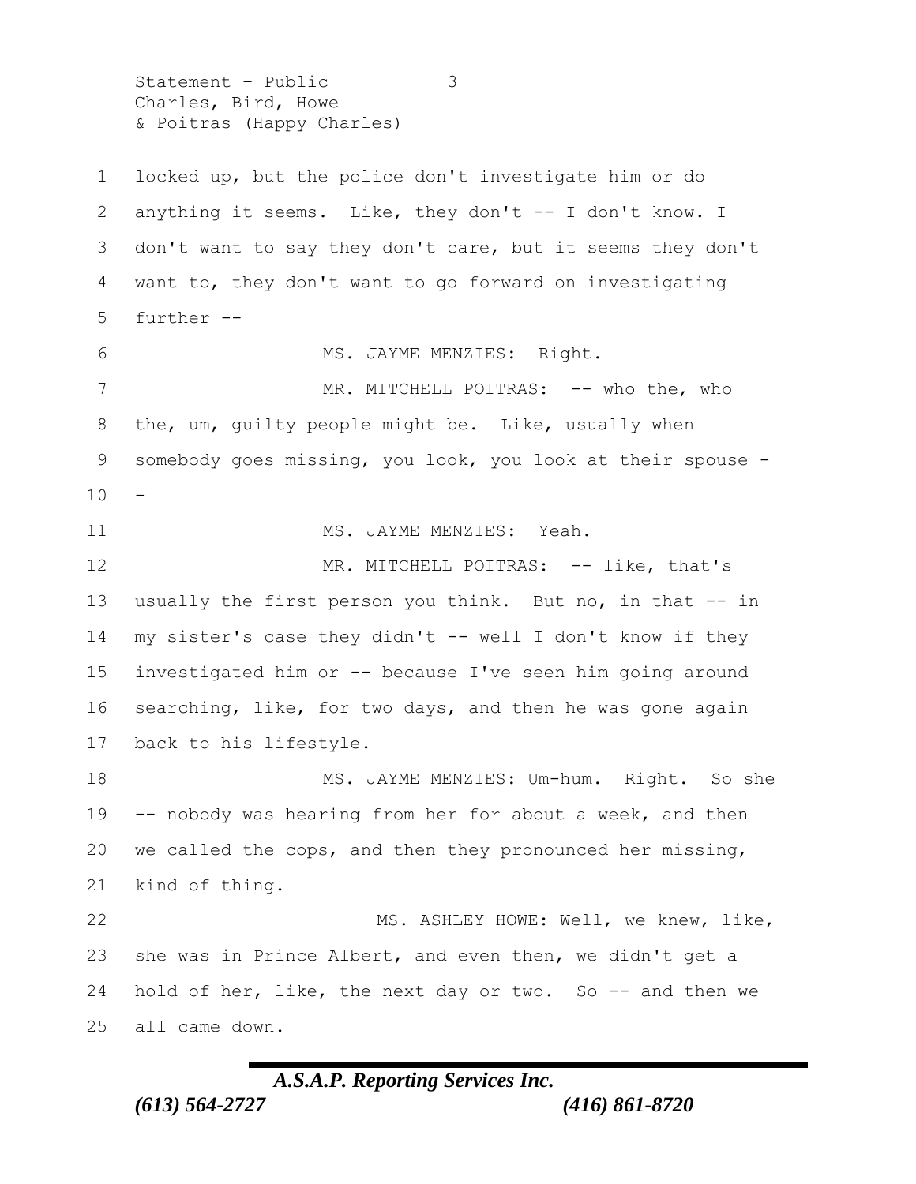locked up, but the police don't investigate him or do anything it seems. Like, they don't -- I don't know. I don't want to say they don't care, but it seems they don't want to, they don't want to go forward on investigating further --

MS. JAYME MENZIES: Right.

MR. MITCHELL POITRAS: -- who the, who the, um, guilty people might be. Like, usually when somebody goes missing, you look, you look at their spouse --

MS. JAYME MENZIES: Yeah.

MR. MITCHELL POITRAS: -- like, that's usually the first person you think. But no, in that -- in my sister's case they didn't -- well I don't know if they investigated him or -- because I've seen him going around searching, like, for two days, and then he was gone again back to his lifestyle.

MS. JAYME MENZIES: Um-hum. Right. So she -- nobody was hearing from her for about a week, and then we called the cops, and then they pronounced her missing, kind of thing.

MS. ASHLEY HOWE: Well, we knew, like, she was in Prince Albert, and even then, we didn't get a hold of her, like, the next day or two. So -- and then we all came down.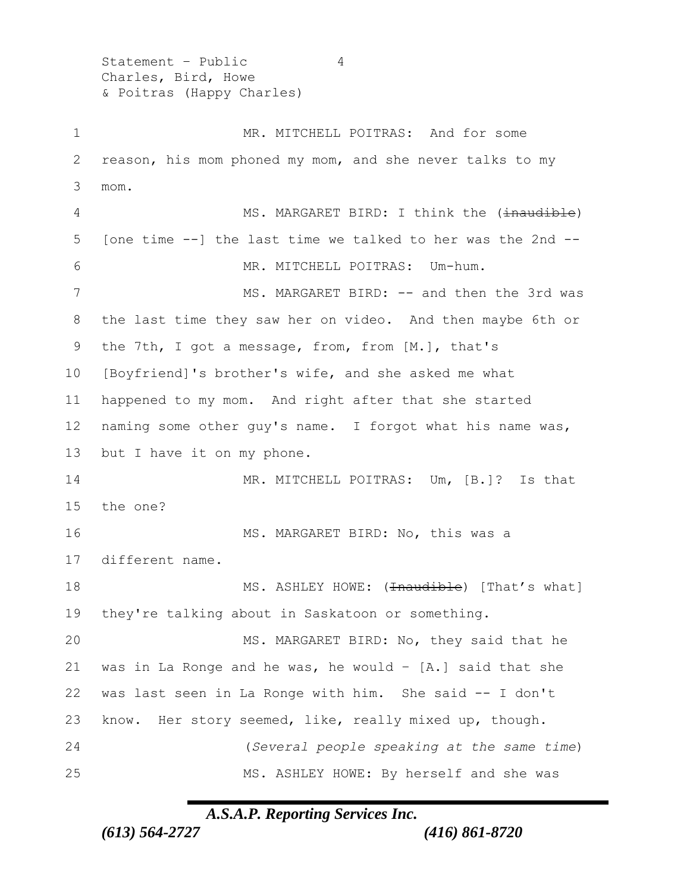MR. MITCHELL POITRAS: And for some reason, his mom phoned my mom, and she never talks to my mom.

MS. MARGARET BIRD: I think the (~~inaudible~~) [one time --] the last time we talked to her was the 2nd --

MR. MITCHELL POITRAS: Um-hum.

MS. MARGARET BIRD: -- and then the 3rd was the last time they saw her on video. And then maybe 6th or the 7th, I got a message, from, from [M.], that's [Boyfriend]'s brother's wife, and she asked me what happened to my mom. And right after that she started naming some other guy's name. I forgot what his name was, but I have it on my phone.

MR. MITCHELL POITRAS: Um, [B.]? Is that the one?

MS. MARGARET BIRD: No, this was a different name.

MS. ASHLEY HOWE: (~~Inaudible~~) [That's what] they're talking about in Saskatoon or something.

MS. MARGARET BIRD: No, they said that he was in La Ronge and he was, he would – [A.] said that she was last seen in La Ronge with him. She said -- I don't know. Her story seemed, like, really mixed up, though.

(*Several people speaking at the same time*)

MS. ASHLEY HOWE: By herself and she was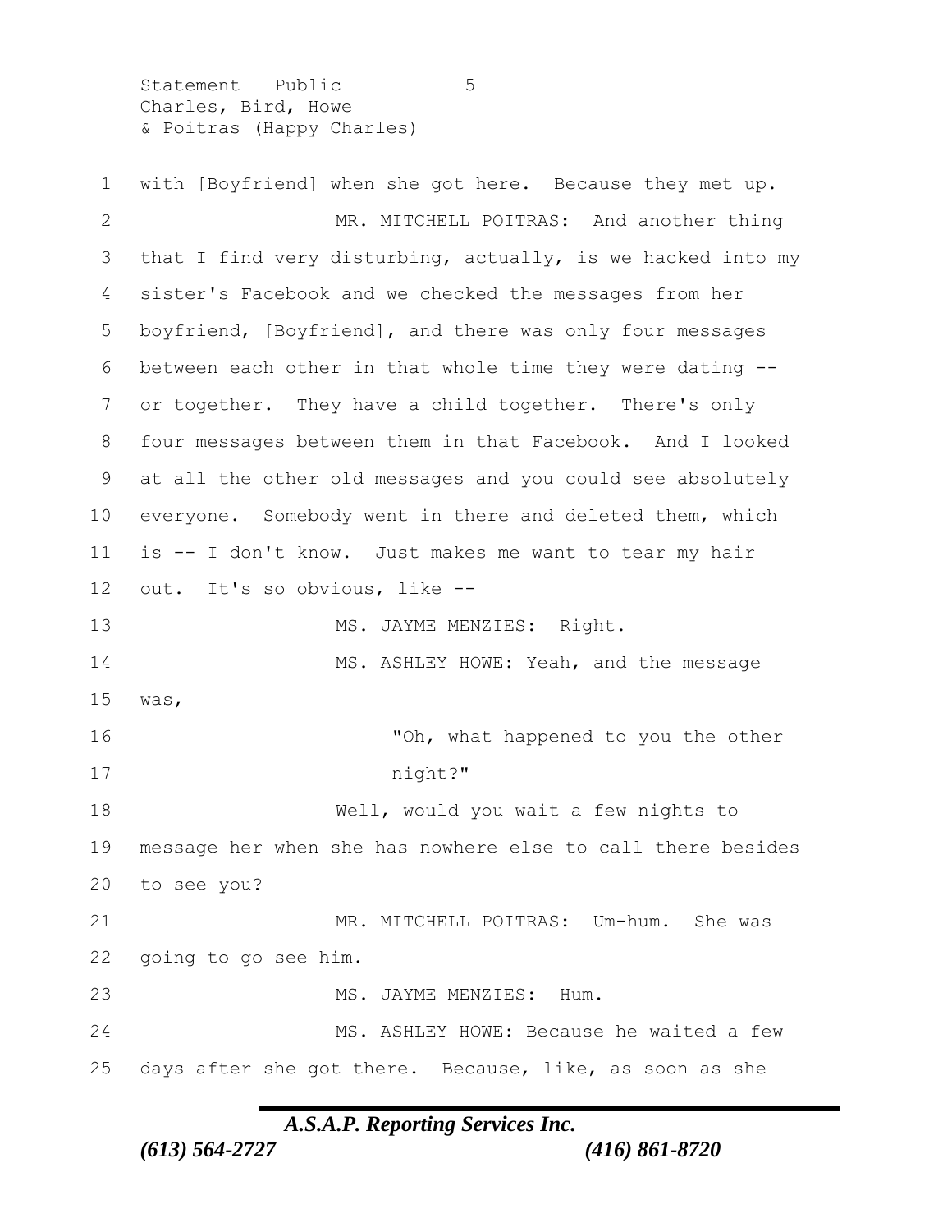with [Boyfriend] when she got here. Because they met up.

MR. MITCHELL POITRAS: And another thing that I find very disturbing, actually, is we hacked into my sister's Facebook and we checked the messages from her boyfriend, [Boyfriend], and there was only four messages between each other in that whole time they were dating -- or together. They have a child together. There's only four messages between them in that Facebook. And I looked at all the other old messages and you could see absolutely everyone. Somebody went in there and deleted them, which is -- I don't know. Just makes me want to tear my hair out. It's so obvious, like --

MS. JAYME MENZIES: Right.

MS. ASHLEY HOWE: Yeah, and the message was,

> "Oh, what happened to you the other night?"

Well, would you wait a few nights to message her when she has nowhere else to call there besides to see you?

MR. MITCHELL POITRAS: Um-hum. She was going to go see him.

MS. JAYME MENZIES: Hum.

MS. ASHLEY HOWE: Because he waited a few days after she got there. Because, like, as soon as she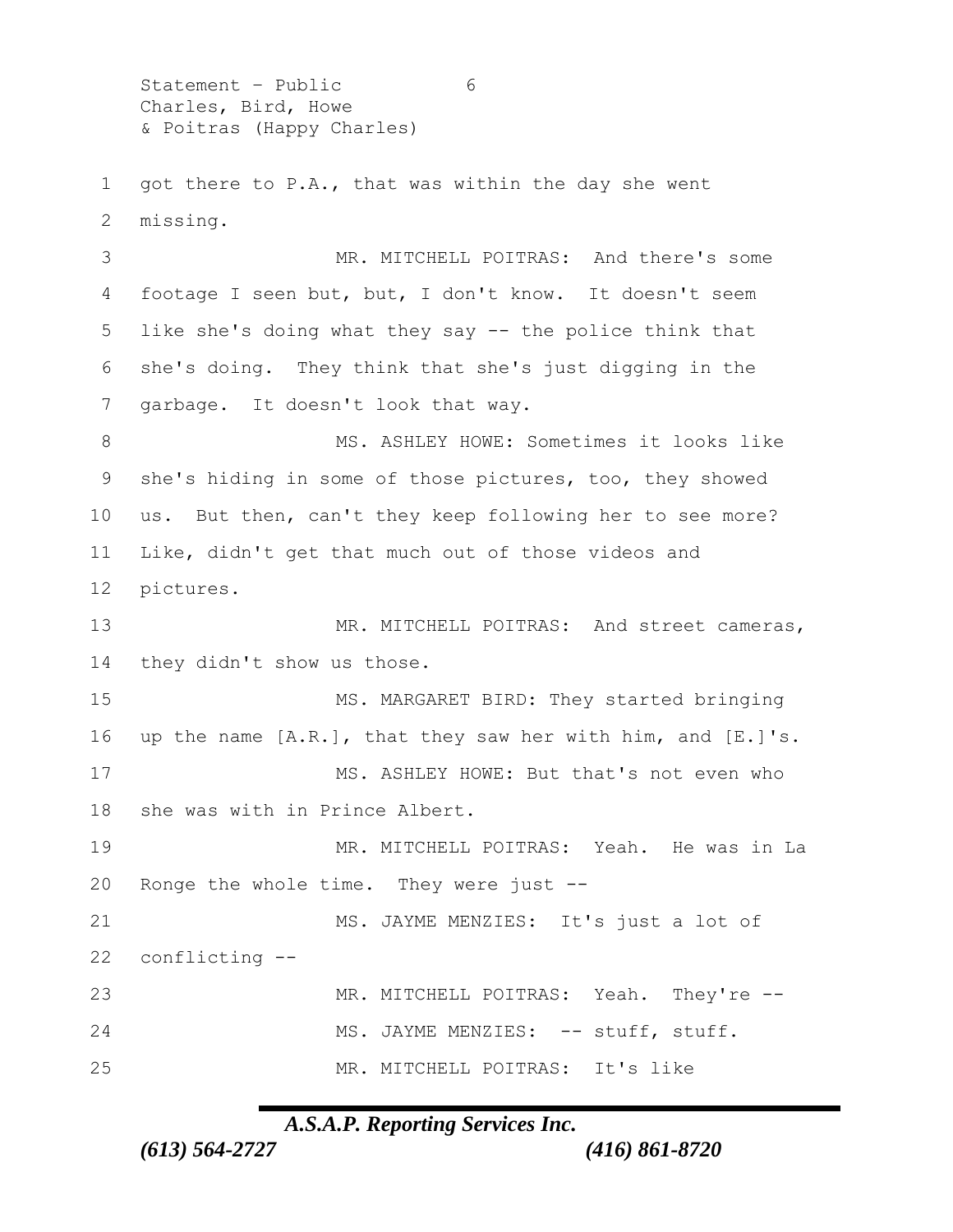got there to P.A., that was within the day she went missing.

MR. MITCHELL POITRAS: And there's some footage I seen but, but, I don't know. It doesn't seem like she's doing what they say -- the police think that she's doing. They think that she's just digging in the garbage. It doesn't look that way.

MS. ASHLEY HOWE: Sometimes it looks like she's hiding in some of those pictures, too, they showed us. But then, can't they keep following her to see more? Like, didn't get that much out of those videos and pictures.

MR. MITCHELL POITRAS: And street cameras, they didn't show us those.

MS. MARGARET BIRD: They started bringing up the name [A.R.], that they saw her with him, and [E.]'s.

MS. ASHLEY HOWE: But that's not even who she was with in Prince Albert.

MR. MITCHELL POITRAS: Yeah. He was in La Ronge the whole time. They were just --

MS. JAYME MENZIES: It's just a lot of conflicting --

MR. MITCHELL POITRAS: Yeah. They're --

MS. JAYME MENZIES: -- stuff, stuff.

MR. MITCHELL POITRAS: It's like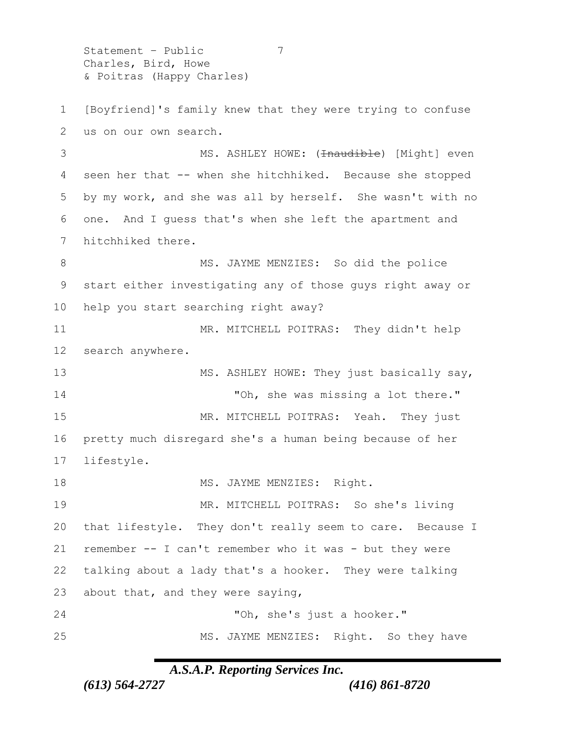[Boyfriend]'s family knew that they were trying to confuse us on our own search.

MS. ASHLEY HOWE: (~~Inaudible~~) [Might] even seen her that -- when she hitchhiked. Because she stopped by my work, and she was all by herself. She wasn't with no one. And I guess that's when she left the apartment and hitchhiked there.

MS. JAYME MENZIES: So did the police start either investigating any of those guys right away or help you start searching right away?

MR. MITCHELL POITRAS: They didn't help search anywhere.

MS. ASHLEY HOWE: They just basically say,

"Oh, she was missing a lot there."

MR. MITCHELL POITRAS: Yeah. They just pretty much disregard she's a human being because of her lifestyle.

MS. JAYME MENZIES: Right.

MR. MITCHELL POITRAS: So she's living that lifestyle. They don't really seem to care. Because I remember -- I can't remember who it was - but they were talking about a lady that's a hooker. They were talking about that, and they were saying,

"Oh, she's just a hooker."

MS. JAYME MENZIES: Right. So they have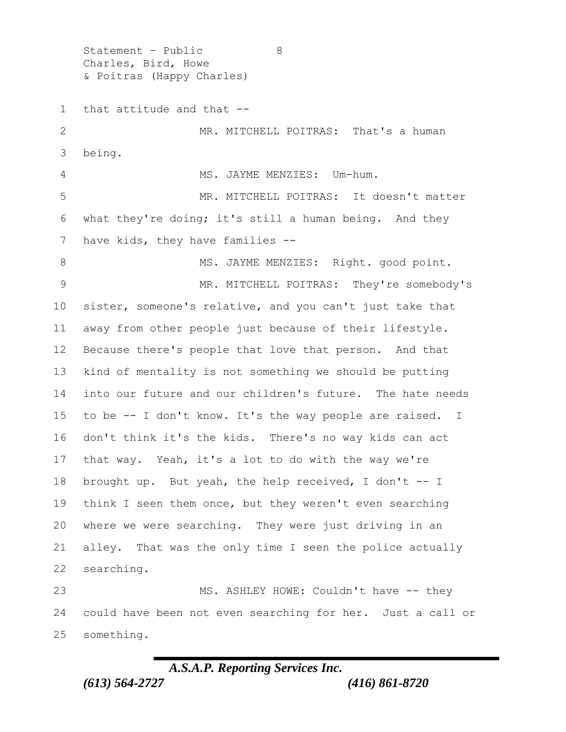that attitude and that --

MR. MITCHELL POITRAS: That's a human being.

MS. JAYME MENZIES: Um-hum.

MR. MITCHELL POITRAS: It doesn't matter what they're doing; it's still a human being. And they have kids, they have families --

MS. JAYME MENZIES: Right. good point.

MR. MITCHELL POITRAS: They're somebody's sister, someone's relative, and you can't just take that away from other people just because of their lifestyle. Because there's people that love that person. And that kind of mentality is not something we should be putting into our future and our children's future. The hate needs to be -- I don't know. It's the way people are raised. I don't think it's the kids. There's no way kids can act that way. Yeah, it's a lot to do with the way we're brought up. But yeah, the help received, I don't -- I think I seen them once, but they weren't even searching where we were searching. They were just driving in an alley. That was the only time I seen the police actually searching.

MS. ASHLEY HOWE: Couldn't have -- they could have been not even searching for her. Just a call or something.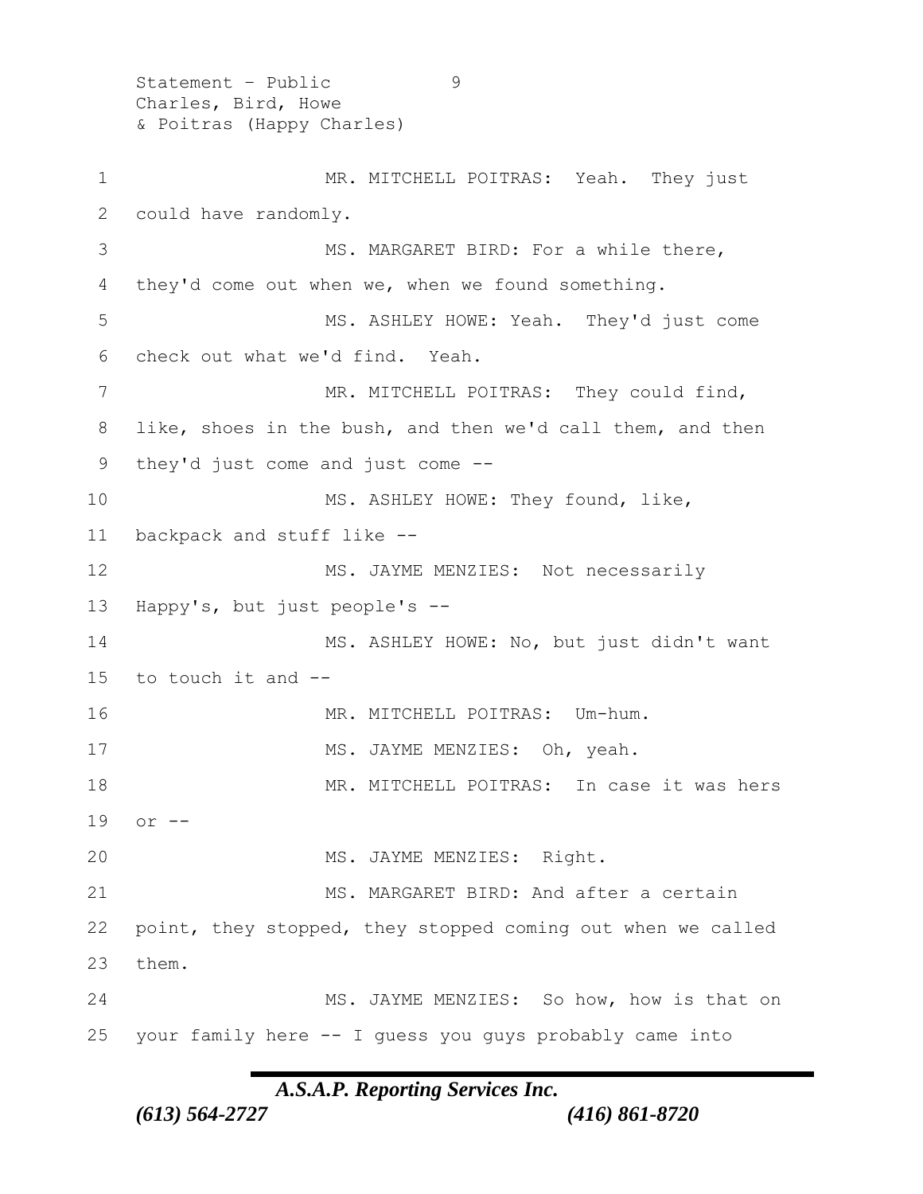MR. MITCHELL POITRAS: Yeah. They just could have randomly.

MS. MARGARET BIRD: For a while there, they'd come out when we, when we found something.

MS. ASHLEY HOWE: Yeah. They'd just come check out what we'd find. Yeah.

MR. MITCHELL POITRAS: They could find, like, shoes in the bush, and then we'd call them, and then they'd just come and just come --

MS. ASHLEY HOWE: They found, like, backpack and stuff like --

MS. JAYME MENZIES: Not necessarily Happy's, but just people's --

MS. ASHLEY HOWE: No, but just didn't want to touch it and --

MR. MITCHELL POITRAS: Um-hum.

MS. JAYME MENZIES: Oh, yeah.

MR. MITCHELL POITRAS: In case it was hers or --

MS. JAYME MENZIES: Right.

MS. MARGARET BIRD: And after a certain point, they stopped, they stopped coming out when we called them.

MS. JAYME MENZIES: So how, how is that on your family here -- I guess you guys probably came into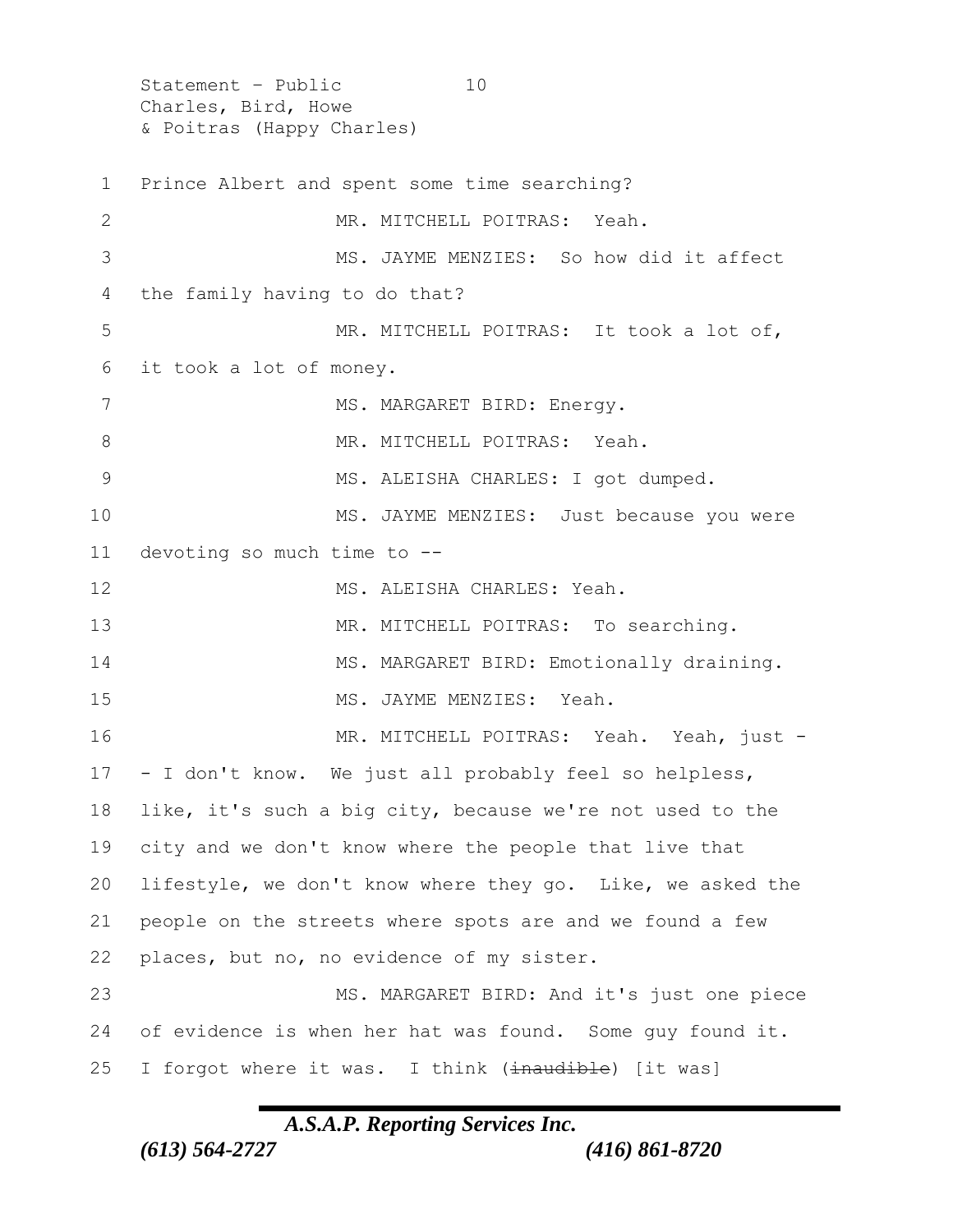Prince Albert and spent some time searching?

MR. MITCHELL POITRAS: Yeah.

MS. JAYME MENZIES: So how did it affect the family having to do that?

MR. MITCHELL POITRAS: It took a lot of, it took a lot of money.

MS. MARGARET BIRD: Energy.

MR. MITCHELL POITRAS: Yeah.

MS. ALEISHA CHARLES: I got dumped.

MS. JAYME MENZIES: Just because you were devoting so much time to --

MS. ALEISHA CHARLES: Yeah.

MR. MITCHELL POITRAS: To searching.

MS. MARGARET BIRD: Emotionally draining.

MS. JAYME MENZIES: Yeah.

MR. MITCHELL POITRAS: Yeah. Yeah, just -- I don't know. We just all probably feel so helpless, like, it's such a big city, because we're not used to the city and we don't know where the people that live that lifestyle, we don't know where they go. Like, we asked the people on the streets where spots are and we found a few places, but no, no evidence of my sister.

MS. MARGARET BIRD: And it's just one piece of evidence is when her hat was found. Some guy found it. I forgot where it was. I think (~~inaudible~~) [it was]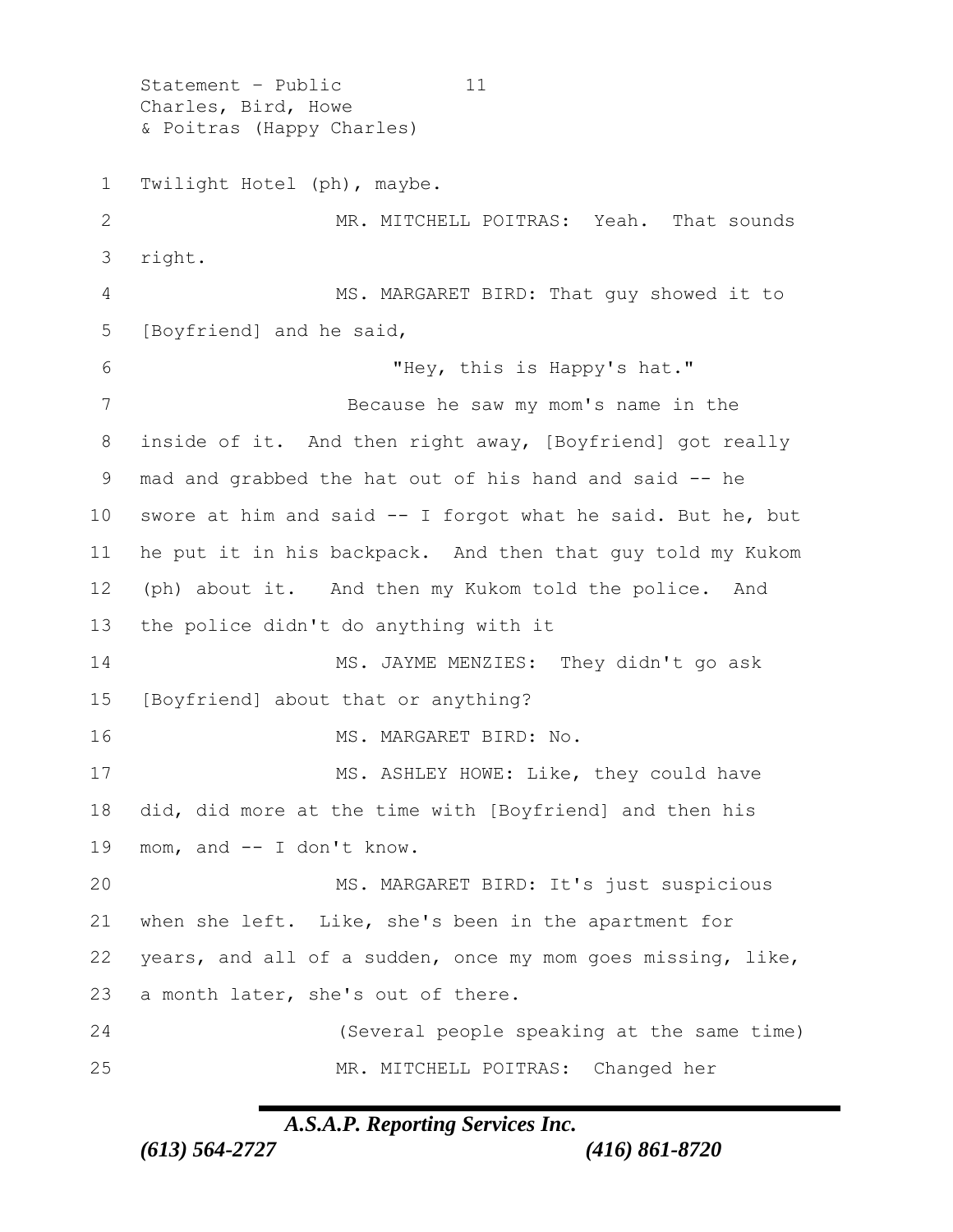Twilight Hotel (ph), maybe.

MR. MITCHELL POITRAS: Yeah. That sounds right.

MS. MARGARET BIRD: That guy showed it to [Boyfriend] and he said,

"Hey, this is Happy's hat."

Because he saw my mom's name in the inside of it. And then right away, [Boyfriend] got really mad and grabbed the hat out of his hand and said -- he swore at him and said -- I forgot what he said. But he, but he put it in his backpack. And then that guy told my Kukom (ph) about it. And then my Kukom told the police. And the police didn't do anything with it

MS. JAYME MENZIES: They didn't go ask [Boyfriend] about that or anything?

MS. MARGARET BIRD: No.

MS. ASHLEY HOWE: Like, they could have did, did more at the time with [Boyfriend] and then his mom, and -- I don't know.

MS. MARGARET BIRD: It's just suspicious when she left. Like, she's been in the apartment for years, and all of a sudden, once my mom goes missing, like, a month later, she's out of there.

(Several people speaking at the same time)

MR. MITCHELL POITRAS: Changed her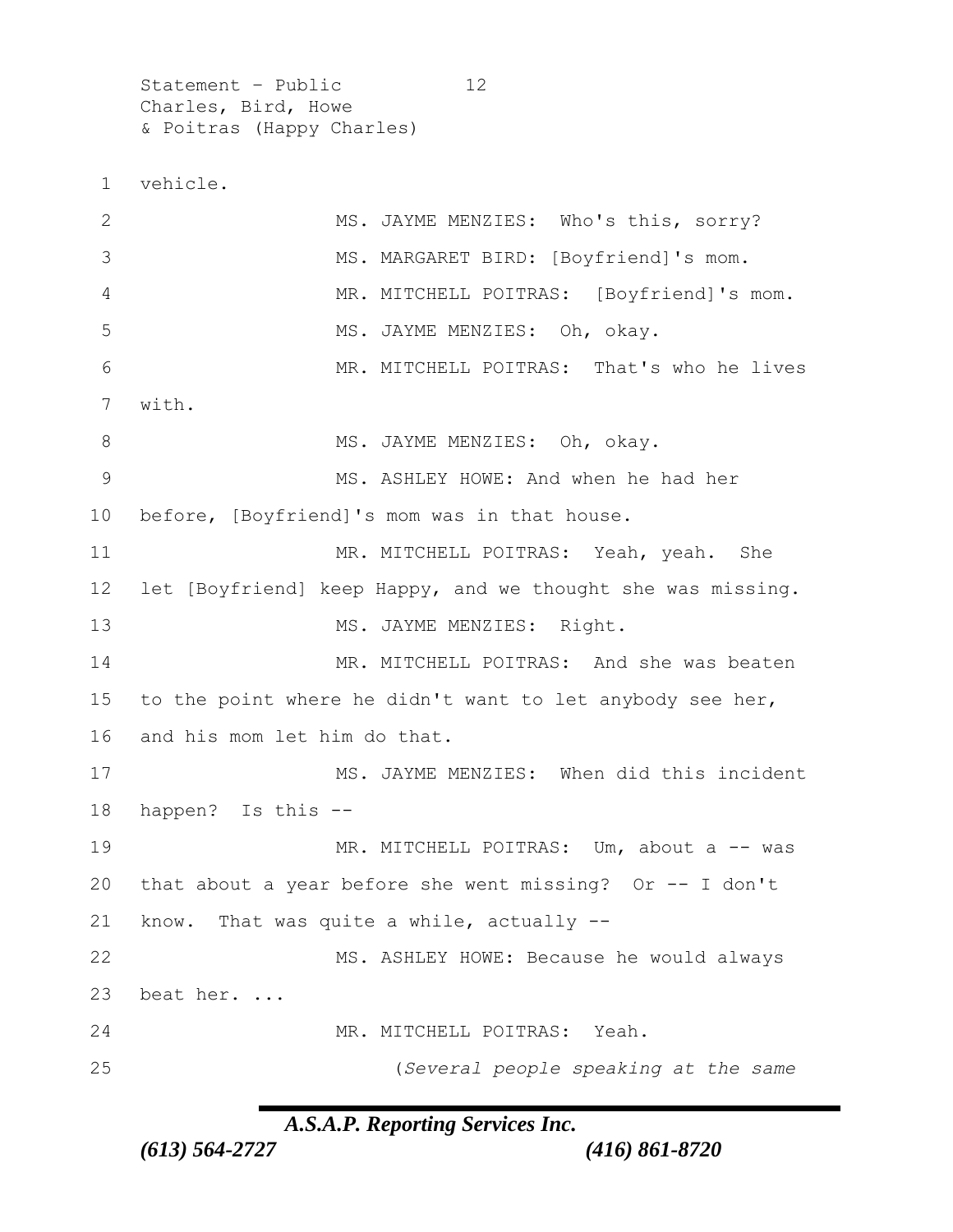vehicle.

MS. JAYME MENZIES: Who's this, sorry?

MS. MARGARET BIRD: [Boyfriend]'s mom.

MR. MITCHELL POITRAS: [Boyfriend]'s mom.

MS. JAYME MENZIES: Oh, okay.

MR. MITCHELL POITRAS: That's who he lives with.

MS. JAYME MENZIES: Oh, okay.

MS. ASHLEY HOWE: And when he had her before, [Boyfriend]'s mom was in that house.

MR. MITCHELL POITRAS: Yeah, yeah. She let [Boyfriend] keep Happy, and we thought she was missing.

MS. JAYME MENZIES: Right.

MR. MITCHELL POITRAS: And she was beaten to the point where he didn't want to let anybody see her, and his mom let him do that.

MS. JAYME MENZIES: When did this incident happen? Is this --

MR. MITCHELL POITRAS: Um, about a -- was that about a year before she went missing? Or -- I don't know. That was quite a while, actually --

MS. ASHLEY HOWE: Because he would always beat her. ...

MR. MITCHELL POITRAS: Yeah.

(*Several people speaking at the same*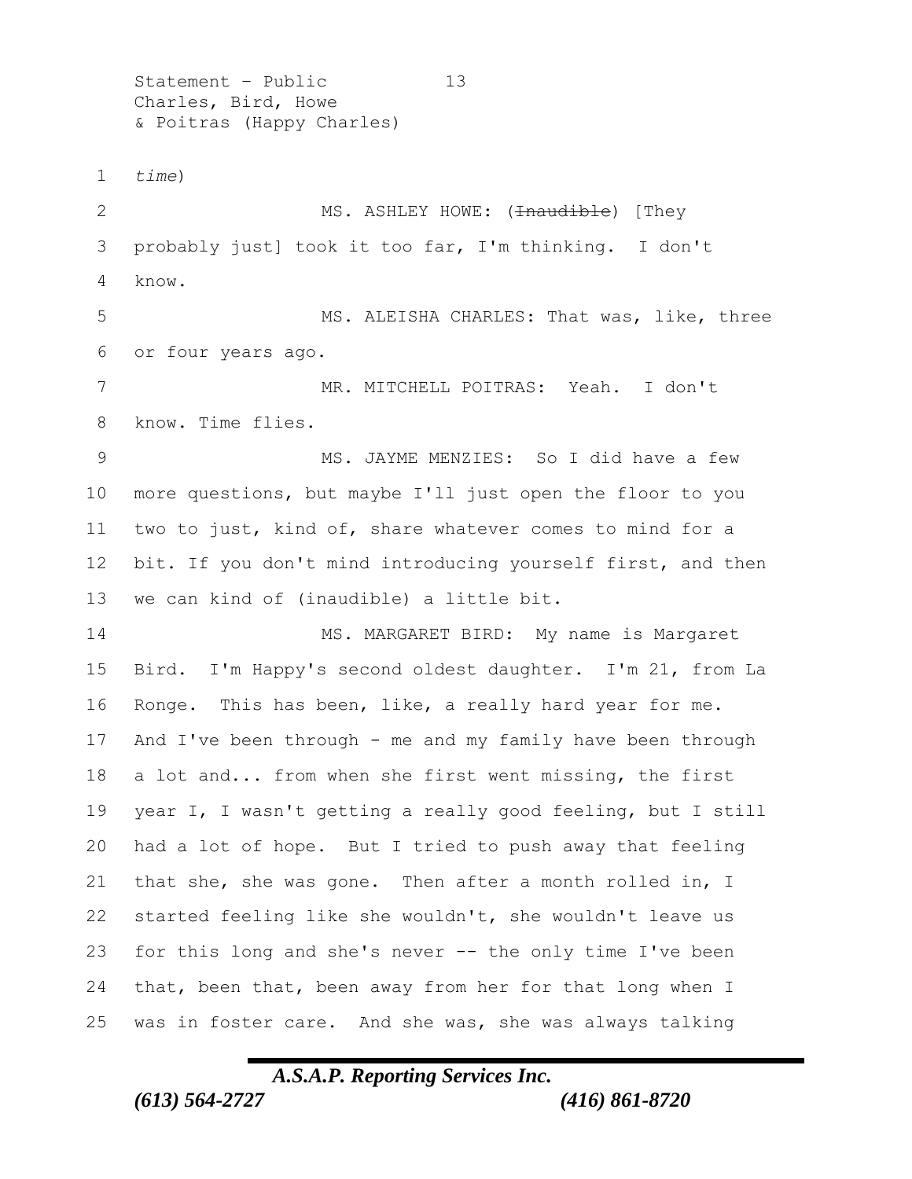*time*)

MS. ASHLEY HOWE: (~~Inaudible~~) [They probably just] took it too far, I'm thinking. I don't know.

MS. ALEISHA CHARLES: That was, like, three or four years ago.

MR. MITCHELL POITRAS: Yeah. I don't know. Time flies.

MS. JAYME MENZIES: So I did have a few more questions, but maybe I'll just open the floor to you two to just, kind of, share whatever comes to mind for a bit. If you don't mind introducing yourself first, and then we can kind of (inaudible) a little bit.

MS. MARGARET BIRD: My name is Margaret Bird. I'm Happy's second oldest daughter. I'm 21, from La Ronge. This has been, like, a really hard year for me. And I've been through - me and my family have been through a lot and... from when she first went missing, the first year I, I wasn't getting a really good feeling, but I still had a lot of hope. But I tried to push away that feeling that she, she was gone. Then after a month rolled in, I started feeling like she wouldn't, she wouldn't leave us for this long and she's never -- the only time I've been that, been that, been away from her for that long when I was in foster care. And she was, she was always talking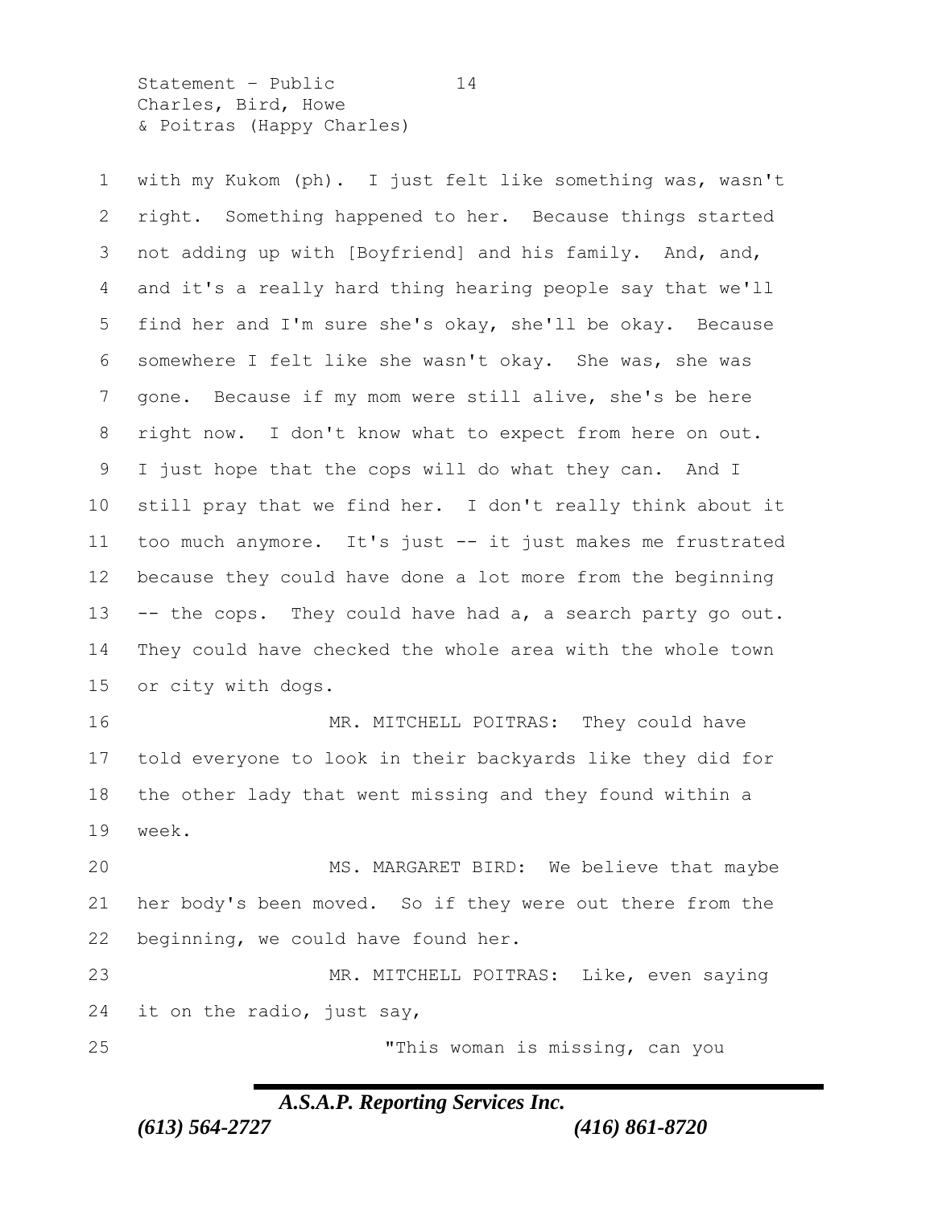with my Kukom (ph). I just felt like something was, wasn't right. Something happened to her. Because things started not adding up with [Boyfriend] and his family. And, and, and it's a really hard thing hearing people say that we'll find her and I'm sure she's okay, she'll be okay. Because somewhere I felt like she wasn't okay. She was, she was gone. Because if my mom were still alive, she's be here right now. I don't know what to expect from here on out. I just hope that the cops will do what they can. And I still pray that we find her. I don't really think about it too much anymore. It's just -- it just makes me frustrated because they could have done a lot more from the beginning -- the cops. They could have had a, a search party go out. They could have checked the whole area with the whole town or city with dogs.

MR. MITCHELL POITRAS: They could have told everyone to look in their backyards like they did for the other lady that went missing and they found within a week.

MS. MARGARET BIRD: We believe that maybe her body's been moved. So if they were out there from the beginning, we could have found her.

MR. MITCHELL POITRAS: Like, even saying it on the radio, just say,

"This woman is missing, can you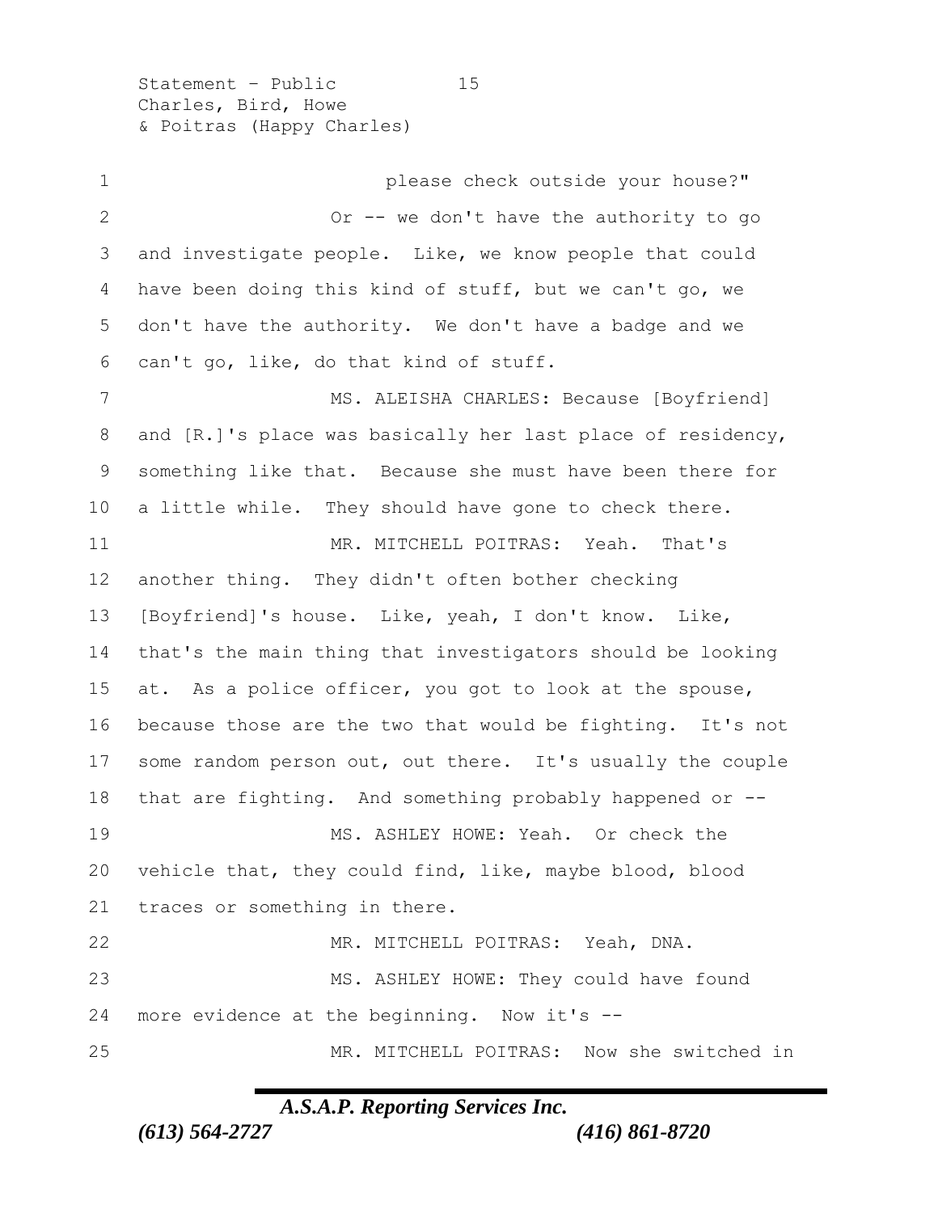please check outside your house?"

Or -- we don't have the authority to go and investigate people. Like, we know people that could have been doing this kind of stuff, but we can't go, we don't have the authority. We don't have a badge and we can't go, like, do that kind of stuff.

MS. ALEISHA CHARLES: Because [Boyfriend] and [R.]'s place was basically her last place of residency, something like that. Because she must have been there for a little while. They should have gone to check there.

MR. MITCHELL POITRAS: Yeah. That's another thing. They didn't often bother checking [Boyfriend]'s house. Like, yeah, I don't know. Like, that's the main thing that investigators should be looking at. As a police officer, you got to look at the spouse, because those are the two that would be fighting. It's not some random person out, out there. It's usually the couple that are fighting. And something probably happened or --

MS. ASHLEY HOWE: Yeah. Or check the vehicle that, they could find, like, maybe blood, blood traces or something in there.

MR. MITCHELL POITRAS: Yeah, DNA.

MS. ASHLEY HOWE: They could have found more evidence at the beginning. Now it's --

MR. MITCHELL POITRAS: Now she switched in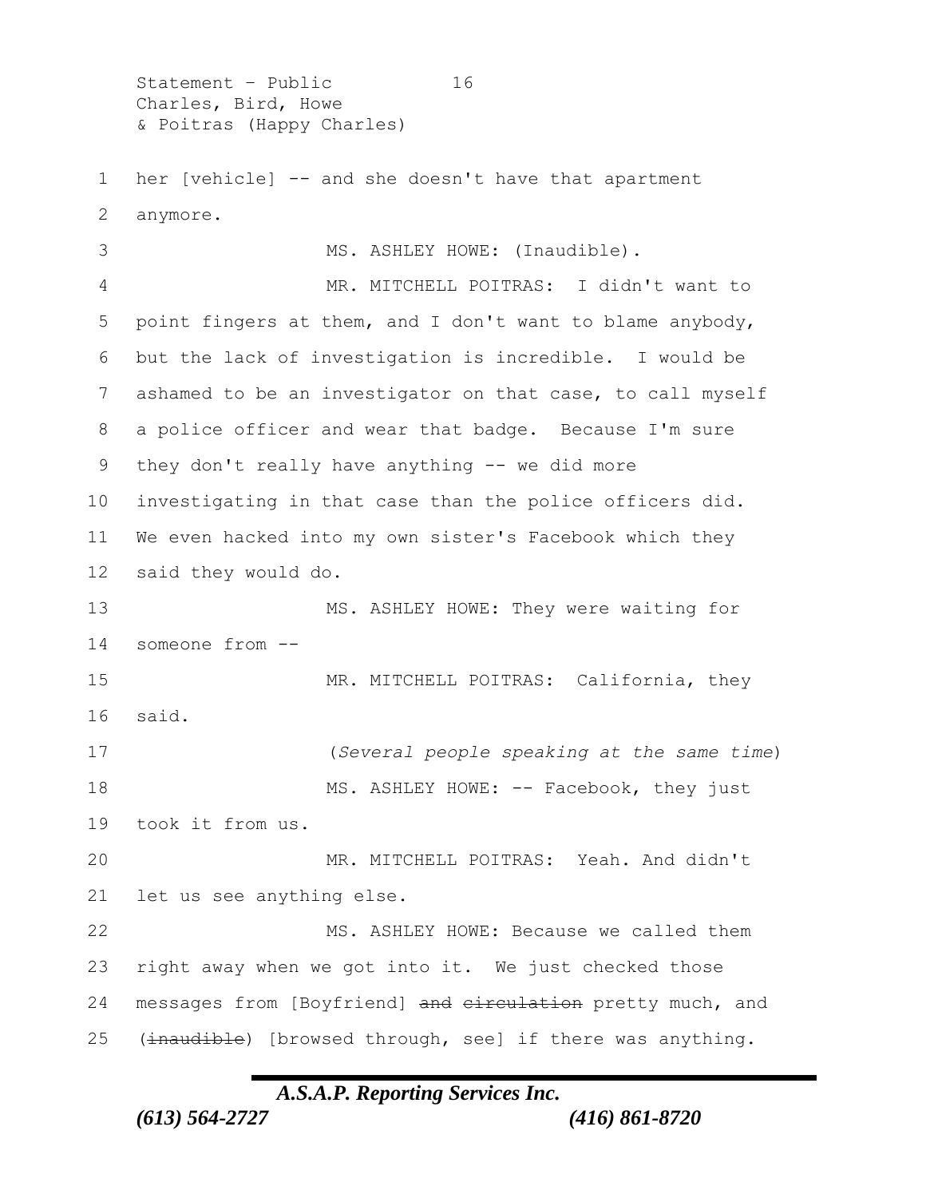her [vehicle] -- and she doesn't have that apartment anymore.

MS. ASHLEY HOWE: (Inaudible).

MR. MITCHELL POITRAS: I didn't want to point fingers at them, and I don't want to blame anybody, but the lack of investigation is incredible. I would be ashamed to be an investigator on that case, to call myself a police officer and wear that badge. Because I'm sure they don't really have anything -- we did more investigating in that case than the police officers did. We even hacked into my own sister's Facebook which they said they would do.

MS. ASHLEY HOWE: They were waiting for someone from --

MR. MITCHELL POITRAS: California, they said.

(*Several people speaking at the same time*)

MS. ASHLEY HOWE: -- Facebook, they just took it from us.

MR. MITCHELL POITRAS: Yeah. And didn't let us see anything else.

MS. ASHLEY HOWE: Because we called them right away when we got into it. We just checked those messages from [Boyfriend] ~~and circulation~~ pretty much, and (~~inaudible~~) [browsed through, see] if there was anything.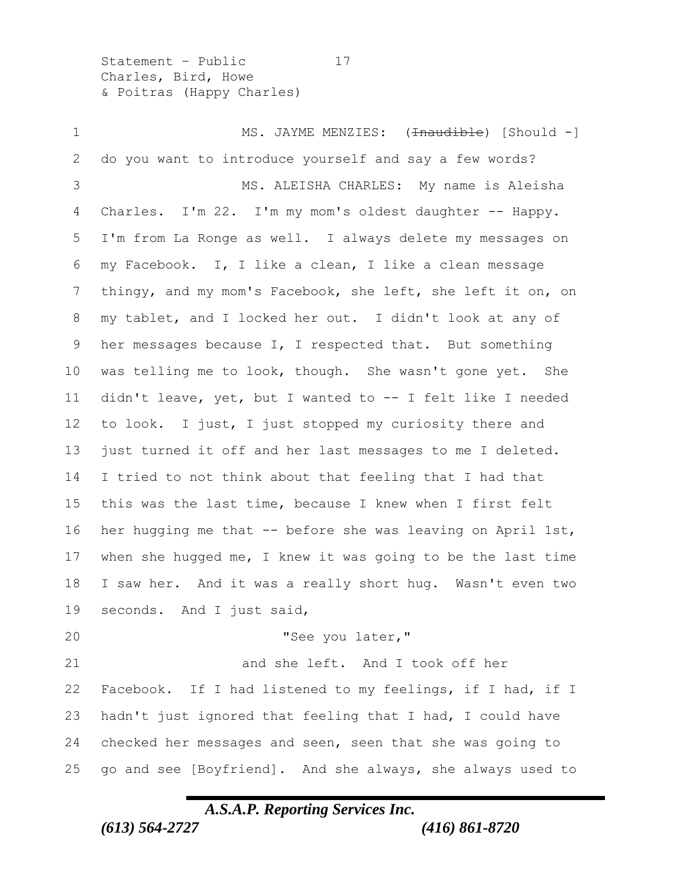MS. JAYME MENZIES: (~~Inaudible~~) [Should -] do you want to introduce yourself and say a few words?

MS. ALEISHA CHARLES: My name is Aleisha Charles. I'm 22. I'm my mom's oldest daughter -- Happy. I'm from La Ronge as well. I always delete my messages on my Facebook. I, I like a clean, I like a clean message thingy, and my mom's Facebook, she left, she left it on, on my tablet, and I locked her out. I didn't look at any of her messages because I, I respected that. But something was telling me to look, though. She wasn't gone yet. She didn't leave, yet, but I wanted to -- I felt like I needed to look. I just, I just stopped my curiosity there and just turned it off and her last messages to me I deleted. I tried to not think about that feeling that I had that this was the last time, because I knew when I first felt her hugging me that -- before she was leaving on April 1st, when she hugged me, I knew it was going to be the last time I saw her. And it was a really short hug. Wasn't even two seconds. And I just said,

"See you later,"

and she left. And I took off her Facebook. If I had listened to my feelings, if I had, if I hadn't just ignored that feeling that I had, I could have checked her messages and seen, seen that she was going to go and see [Boyfriend]. And she always, she always used to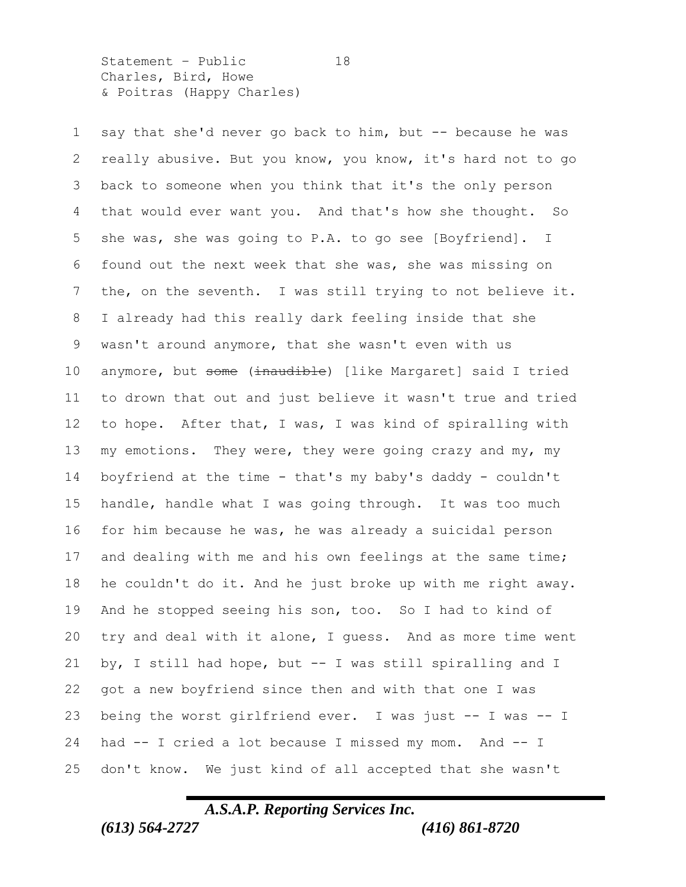say that she'd never go back to him, but -- because he was really abusive. But you know, you know, it's hard not to go back to someone when you think that it's the only person that would ever want you. And that's how she thought. So she was, she was going to P.A. to go see [Boyfriend]. I found out the next week that she was, she was missing on the, on the seventh. I was still trying to not believe it. I already had this really dark feeling inside that she wasn't around anymore, that she wasn't even with us anymore, but ~~some~~ (~~inaudible~~) [like Margaret] said I tried to drown that out and just believe it wasn't true and tried to hope. After that, I was, I was kind of spiralling with my emotions. They were, they were going crazy and my, my boyfriend at the time - that's my baby's daddy - couldn't handle, handle what I was going through. It was too much for him because he was, he was already a suicidal person and dealing with me and his own feelings at the same time; he couldn't do it. And he just broke up with me right away. And he stopped seeing his son, too. So I had to kind of try and deal with it alone, I guess. And as more time went by, I still had hope, but -- I was still spiralling and I got a new boyfriend since then and with that one I was being the worst girlfriend ever. I was just -- I was -- I had -- I cried a lot because I missed my mom. And -- I don't know. We just kind of all accepted that she wasn't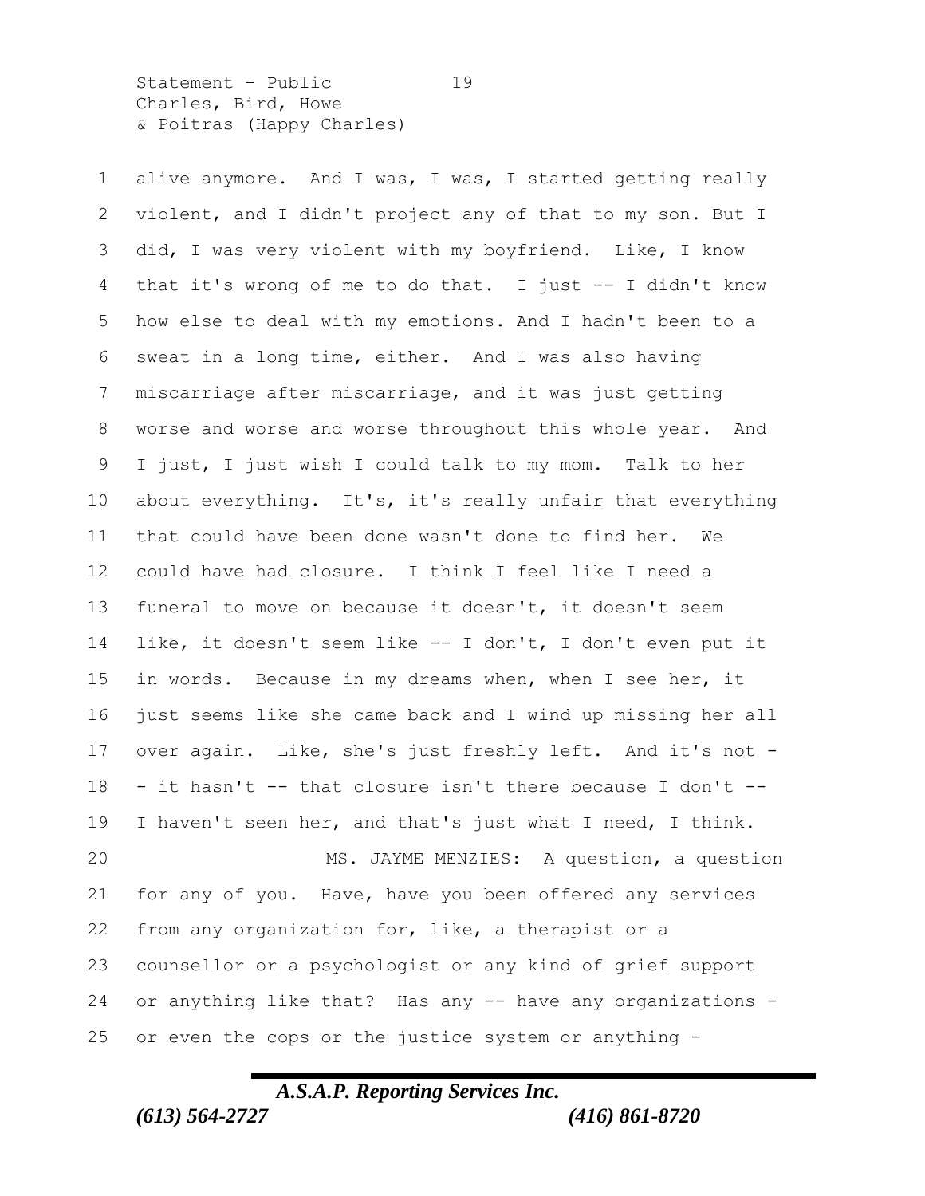alive anymore. And I was, I was, I started getting really violent, and I didn't project any of that to my son. But I did, I was very violent with my boyfriend. Like, I know that it's wrong of me to do that. I just -- I didn't know how else to deal with my emotions. And I hadn't been to a sweat in a long time, either. And I was also having miscarriage after miscarriage, and it was just getting worse and worse and worse throughout this whole year. And I just, I just wish I could talk to my mom. Talk to her about everything. It's, it's really unfair that everything that could have been done wasn't done to find her. We could have had closure. I think I feel like I need a funeral to move on because it doesn't, it doesn't seem like, it doesn't seem like -- I don't, I don't even put it in words. Because in my dreams when, when I see her, it just seems like she came back and I wind up missing her all over again. Like, she's just freshly left. And it's not -- it hasn't -- that closure isn't there because I don't -- I haven't seen her, and that's just what I need, I think.

MS. JAYME MENZIES: A question, a question for any of you. Have, have you been offered any services from any organization for, like, a therapist or a counsellor or a psychologist or any kind of grief support or anything like that? Has any -- have any organizations - or even the cops or the justice system or anything -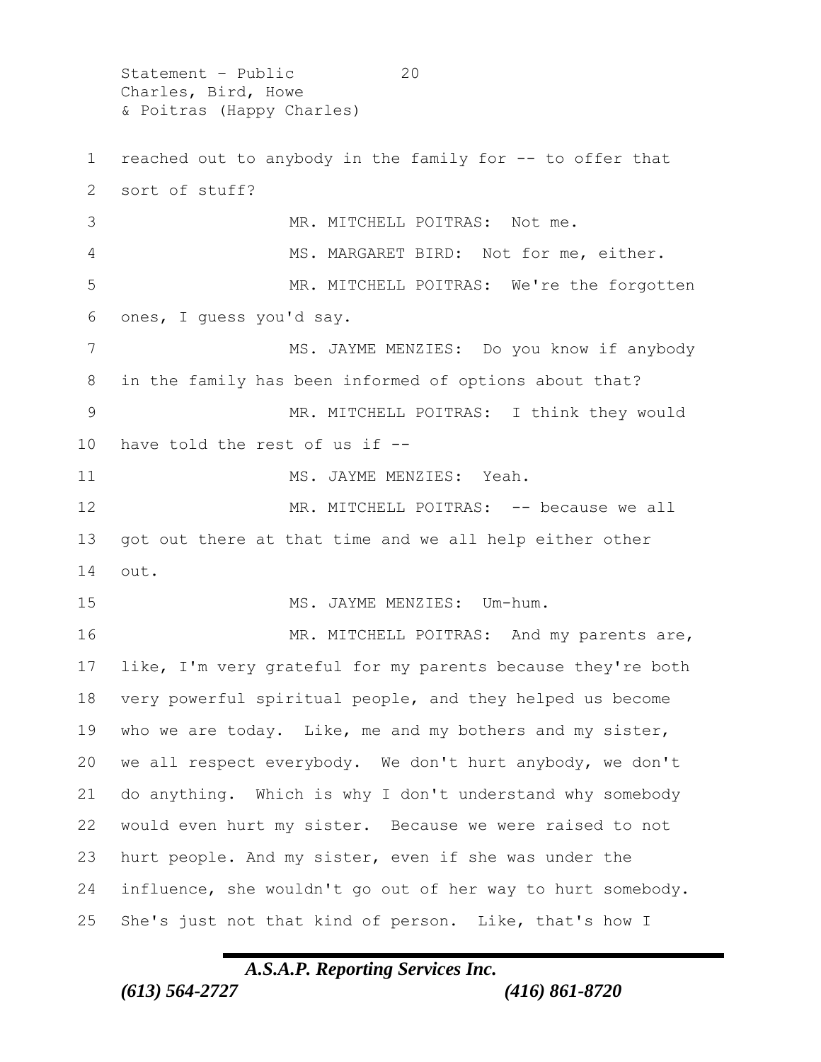reached out to anybody in the family for -- to offer that sort of stuff?

MR. MITCHELL POITRAS: Not me.

MS. MARGARET BIRD: Not for me, either.

MR. MITCHELL POITRAS: We're the forgotten ones, I guess you'd say.

MS. JAYME MENZIES: Do you know if anybody in the family has been informed of options about that?

MR. MITCHELL POITRAS: I think they would have told the rest of us if --

MS. JAYME MENZIES: Yeah.

MR. MITCHELL POITRAS: -- because we all got out there at that time and we all help either other out.

MS. JAYME MENZIES: Um-hum.

MR. MITCHELL POITRAS: And my parents are, like, I'm very grateful for my parents because they're both very powerful spiritual people, and they helped us become who we are today. Like, me and my bothers and my sister, we all respect everybody. We don't hurt anybody, we don't do anything. Which is why I don't understand why somebody would even hurt my sister. Because we were raised to not hurt people. And my sister, even if she was under the influence, she wouldn't go out of her way to hurt somebody. She's just not that kind of person. Like, that's how I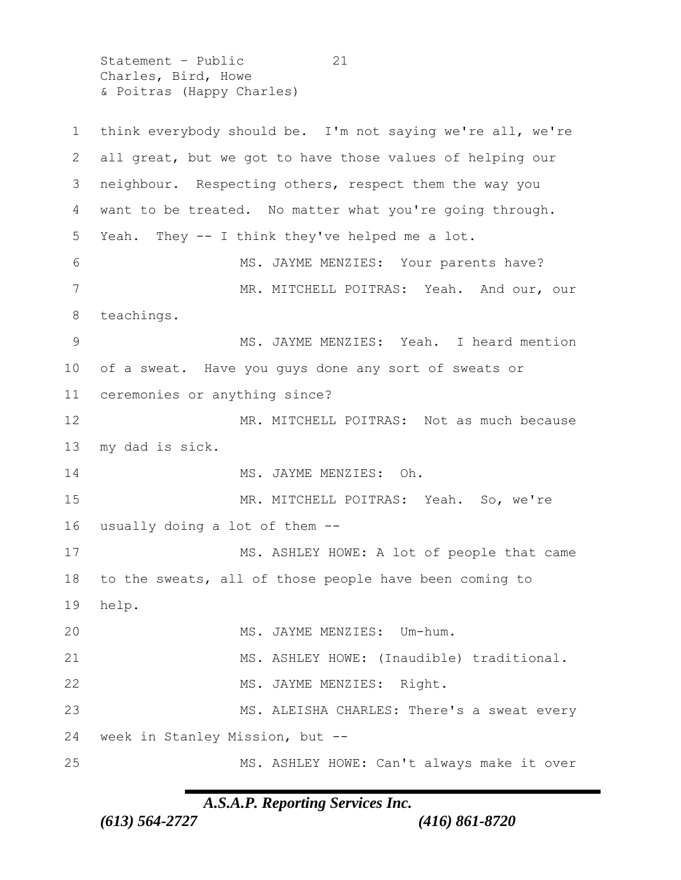think everybody should be. I'm not saying we're all, we're all great, but we got to have those values of helping our neighbour. Respecting others, respect them the way you want to be treated. No matter what you're going through. Yeah. They -- I think they've helped me a lot.

MS. JAYME MENZIES: Your parents have?

MR. MITCHELL POITRAS: Yeah. And our, our teachings.

MS. JAYME MENZIES: Yeah. I heard mention of a sweat. Have you guys done any sort of sweats or ceremonies or anything since?

MR. MITCHELL POITRAS: Not as much because my dad is sick.

MS. JAYME MENZIES: Oh.

MR. MITCHELL POITRAS: Yeah. So, we're usually doing a lot of them --

MS. ASHLEY HOWE: A lot of people that came to the sweats, all of those people have been coming to help.

MS. JAYME MENZIES: Um-hum.

MS. ASHLEY HOWE: (Inaudible) traditional.

MS. JAYME MENZIES: Right.

MS. ALEISHA CHARLES: There's a sweat every week in Stanley Mission, but --

MS. ASHLEY HOWE: Can't always make it over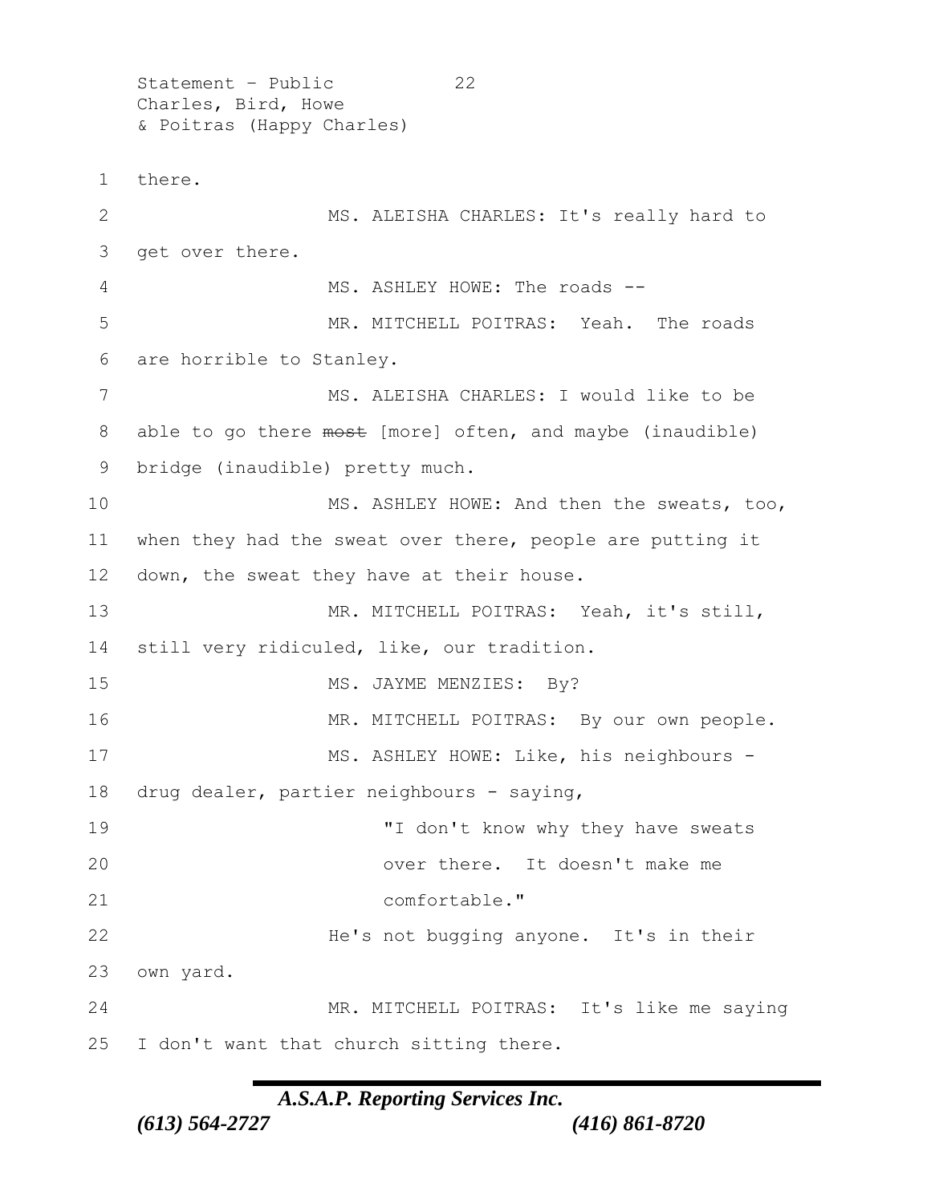there.

MS. ALEISHA CHARLES: It's really hard to get over there.

MS. ASHLEY HOWE: The roads --

MR. MITCHELL POITRAS: Yeah. The roads are horrible to Stanley.

MS. ALEISHA CHARLES: I would like to be able to go there ~~most~~ [more] often, and maybe (inaudible) bridge (inaudible) pretty much.

MS. ASHLEY HOWE: And then the sweats, too, when they had the sweat over there, people are putting it down, the sweat they have at their house.

MR. MITCHELL POITRAS: Yeah, it's still, still very ridiculed, like, our tradition.

MS. JAYME MENZIES: By?

MR. MITCHELL POITRAS: By our own people.

MS. ASHLEY HOWE: Like, his neighbours - drug dealer, partier neighbours - saying,

> "I don't know why they have sweats over there. It doesn't make me comfortable."

He's not bugging anyone. It's in their own yard.

MR. MITCHELL POITRAS: It's like me saying I don't want that church sitting there.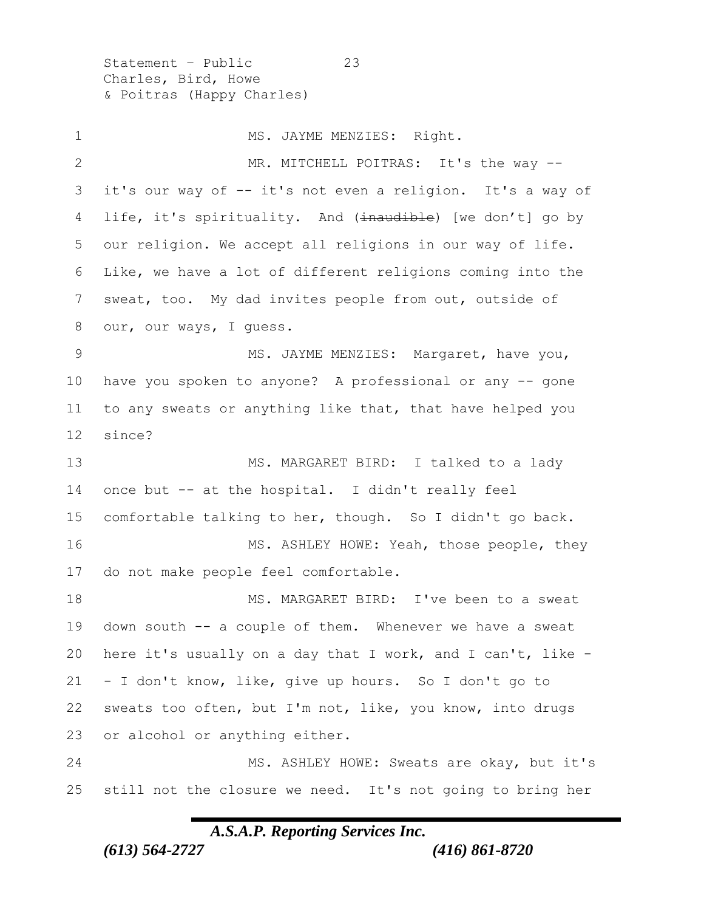MS. JAYME MENZIES: Right.

MR. MITCHELL POITRAS: It's the way -- it's our way of -- it's not even a religion. It's a way of life, it's spirituality. And (~~inaudible~~) [we don't] go by our religion. We accept all religions in our way of life. Like, we have a lot of different religions coming into the sweat, too. My dad invites people from out, outside of our, our ways, I guess.

MS. JAYME MENZIES: Margaret, have you, have you spoken to anyone? A professional or any -- gone to any sweats or anything like that, that have helped you since?

MS. MARGARET BIRD: I talked to a lady once but -- at the hospital. I didn't really feel comfortable talking to her, though. So I didn't go back.

MS. ASHLEY HOWE: Yeah, those people, they do not make people feel comfortable.

MS. MARGARET BIRD: I've been to a sweat down south -- a couple of them. Whenever we have a sweat here it's usually on a day that I work, and I can't, like -- I don't know, like, give up hours. So I don't go to sweats too often, but I'm not, like, you know, into drugs or alcohol or anything either.

MS. ASHLEY HOWE: Sweats are okay, but it's still not the closure we need. It's not going to bring her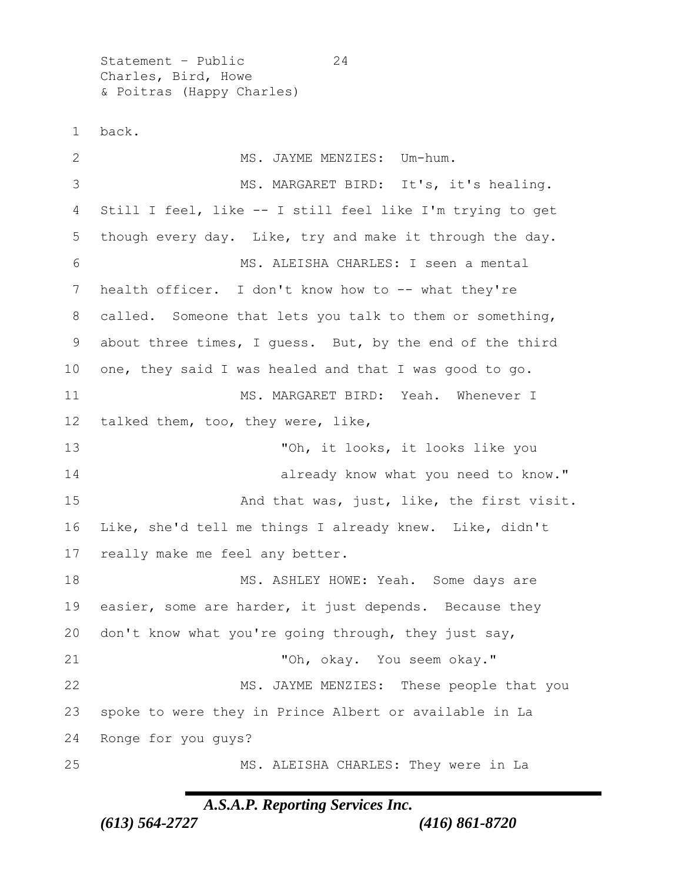back.

MS. JAYME MENZIES: Um-hum.

MS. MARGARET BIRD: It's, it's healing. Still I feel, like -- I still feel like I'm trying to get though every day. Like, try and make it through the day.

MS. ALEISHA CHARLES: I seen a mental health officer. I don't know how to -- what they're called. Someone that lets you talk to them or something, about three times, I guess. But, by the end of the third one, they said I was healed and that I was good to go.

MS. MARGARET BIRD: Yeah. Whenever I talked them, too, they were, like,

> "Oh, it looks, it looks like you already know what you need to know."

And that was, just, like, the first visit. Like, she'd tell me things I already knew. Like, didn't really make me feel any better.

MS. ASHLEY HOWE: Yeah. Some days are easier, some are harder, it just depends. Because they don't know what you're going through, they just say,

> "Oh, okay. You seem okay."

MS. JAYME MENZIES: These people that you spoke to were they in Prince Albert or available in La Ronge for you guys?

MS. ALEISHA CHARLES: They were in La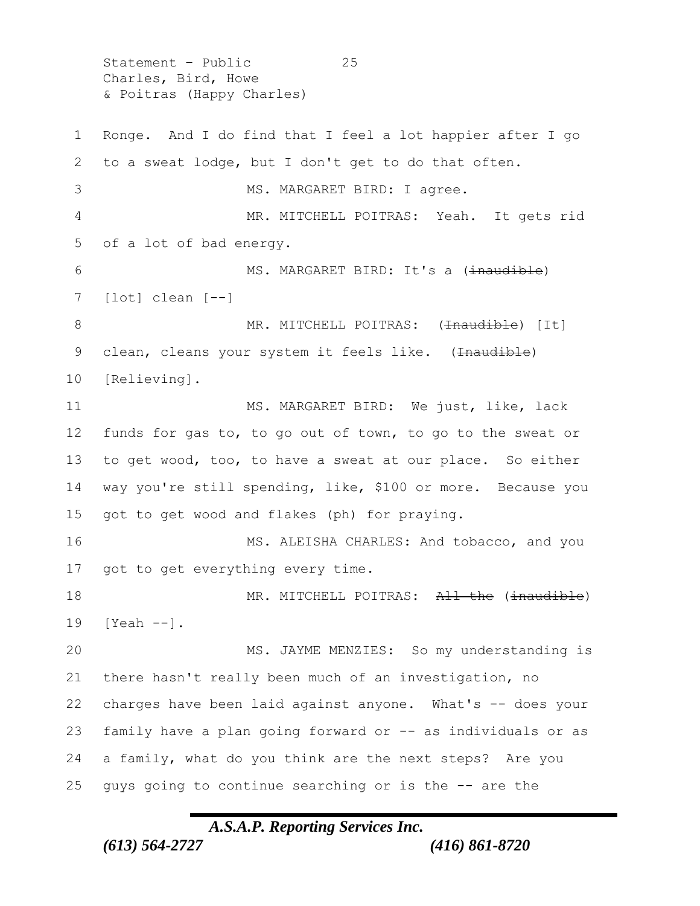Ronge. And I do find that I feel a lot happier after I go to a sweat lodge, but I don't get to do that often.

MS. MARGARET BIRD: I agree.

MR. MITCHELL POITRAS: Yeah. It gets rid of a lot of bad energy.

MS. MARGARET BIRD: It's a (~~inaudible~~) [lot] clean [--]

MR. MITCHELL POITRAS: (~~Inaudible~~) [It] clean, cleans your system it feels like. (~~Inaudible~~) [Relieving].

MS. MARGARET BIRD: We just, like, lack funds for gas to, to go out of town, to go to the sweat or to get wood, too, to have a sweat at our place. So either way you're still spending, like, $100 or more. Because you got to get wood and flakes (ph) for praying.

MS. ALEISHA CHARLES: And tobacco, and you got to get everything every time.

MR. MITCHELL POITRAS: ~~All the~~ (~~inaudible~~) [Yeah --].

MS. JAYME MENZIES: So my understanding is there hasn't really been much of an investigation, no charges have been laid against anyone. What's -- does your family have a plan going forward or -- as individuals or as a family, what do you think are the next steps? Are you guys going to continue searching or is the -- are the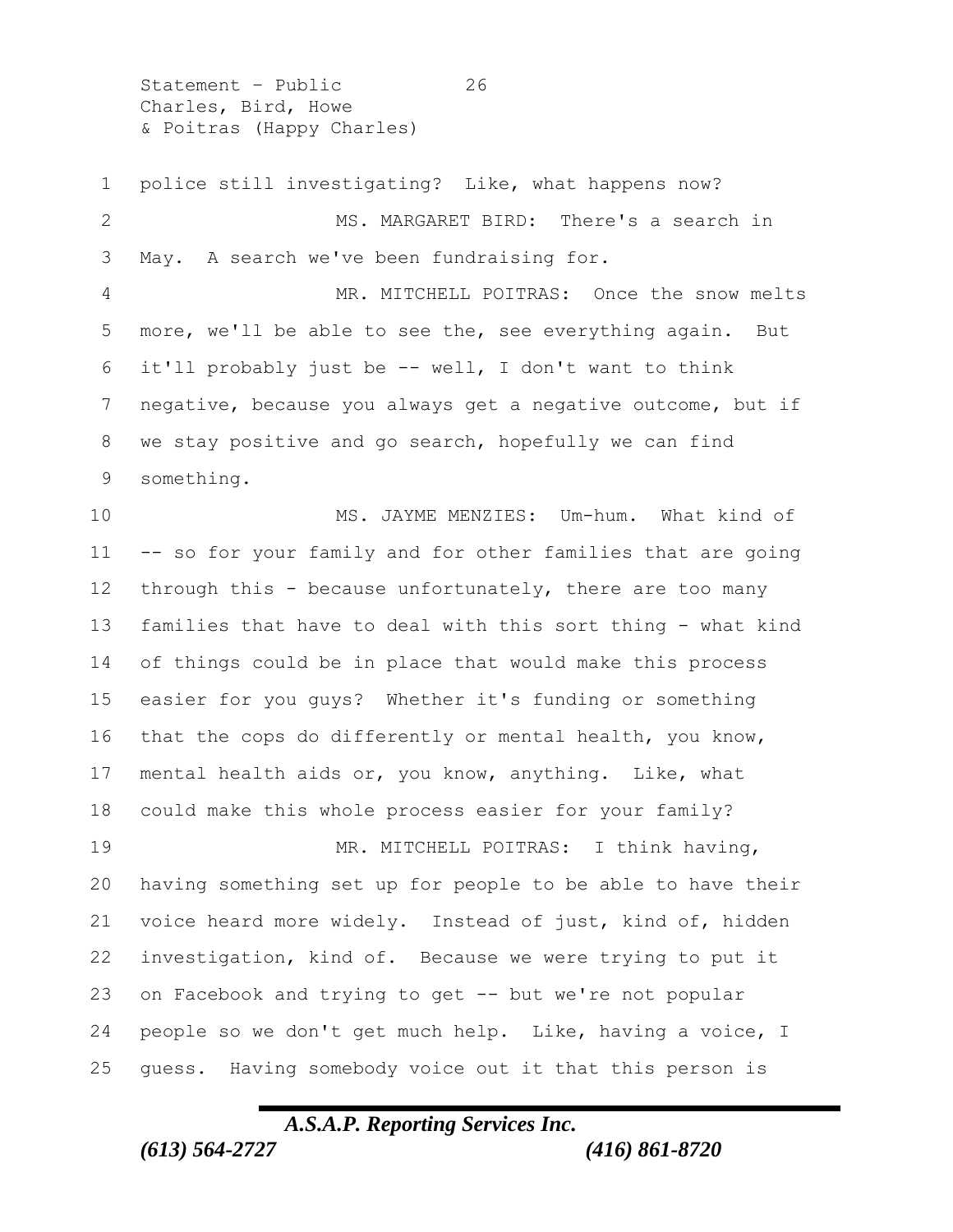police still investigating? Like, what happens now?

MS. MARGARET BIRD: There's a search in May. A search we've been fundraising for.

MR. MITCHELL POITRAS: Once the snow melts more, we'll be able to see the, see everything again. But it'll probably just be -- well, I don't want to think negative, because you always get a negative outcome, but if we stay positive and go search, hopefully we can find something.

MS. JAYME MENZIES: Um-hum. What kind of -- so for your family and for other families that are going through this - because unfortunately, there are too many families that have to deal with this sort thing - what kind of things could be in place that would make this process easier for you guys? Whether it's funding or something that the cops do differently or mental health, you know, mental health aids or, you know, anything. Like, what could make this whole process easier for your family?

MR. MITCHELL POITRAS: I think having, having something set up for people to be able to have their voice heard more widely. Instead of just, kind of, hidden investigation, kind of. Because we were trying to put it on Facebook and trying to get -- but we're not popular people so we don't get much help. Like, having a voice, I guess. Having somebody voice out it that this person is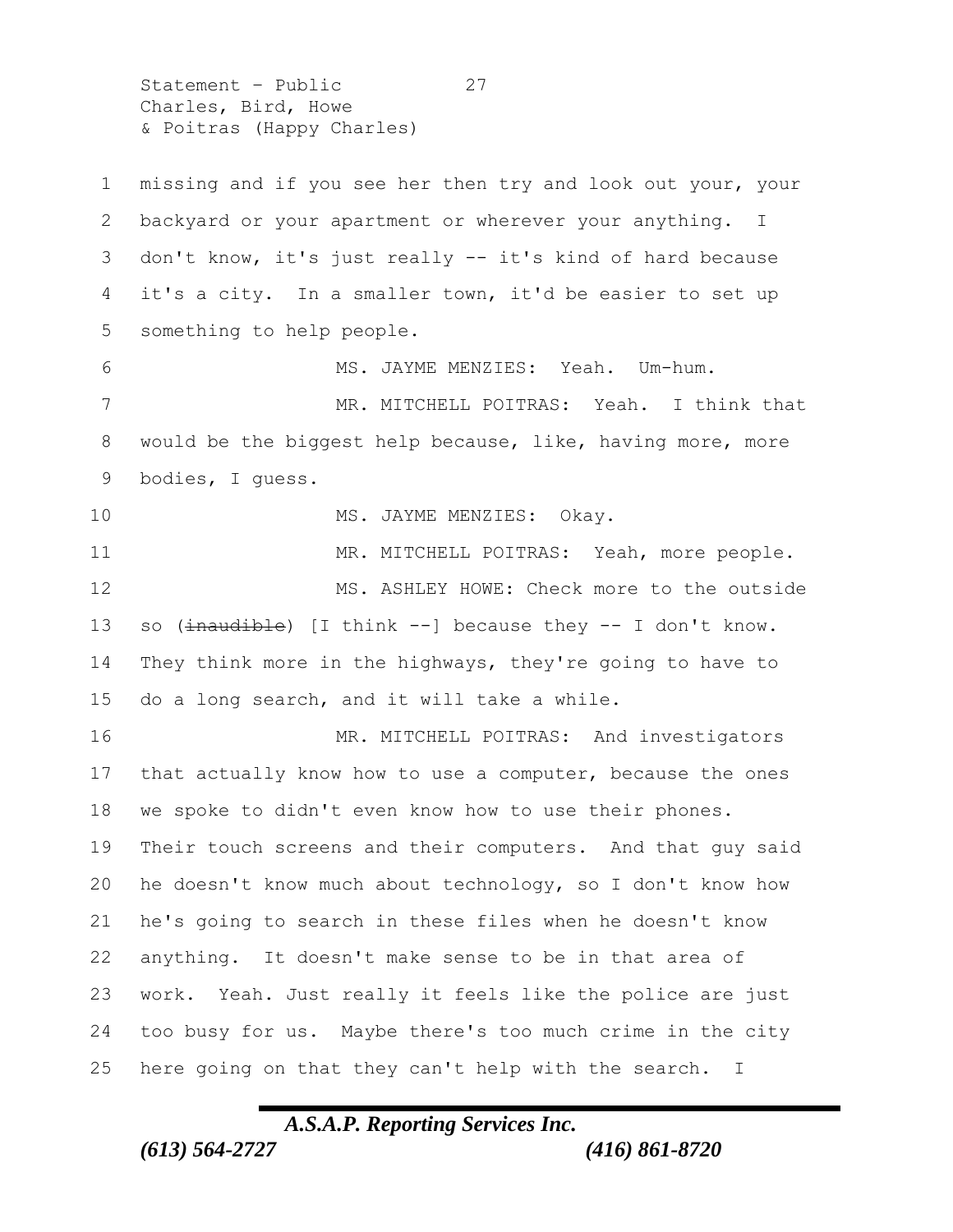missing and if you see her then try and look out your, your backyard or your apartment or wherever your anything. I don't know, it's just really -- it's kind of hard because it's a city. In a smaller town, it'd be easier to set up something to help people.

MS. JAYME MENZIES: Yeah. Um-hum.

MR. MITCHELL POITRAS: Yeah. I think that would be the biggest help because, like, having more, more bodies, I guess.

MS. JAYME MENZIES: Okay.

MR. MITCHELL POITRAS: Yeah, more people.

MS. ASHLEY HOWE: Check more to the outside so (~~inaudible~~) [I think --] because they -- I don't know. They think more in the highways, they're going to have to do a long search, and it will take a while.

MR. MITCHELL POITRAS: And investigators that actually know how to use a computer, because the ones we spoke to didn't even know how to use their phones. Their touch screens and their computers. And that guy said he doesn't know much about technology, so I don't know how he's going to search in these files when he doesn't know anything. It doesn't make sense to be in that area of work. Yeah. Just really it feels like the police are just too busy for us. Maybe there's too much crime in the city here going on that they can't help with the search. I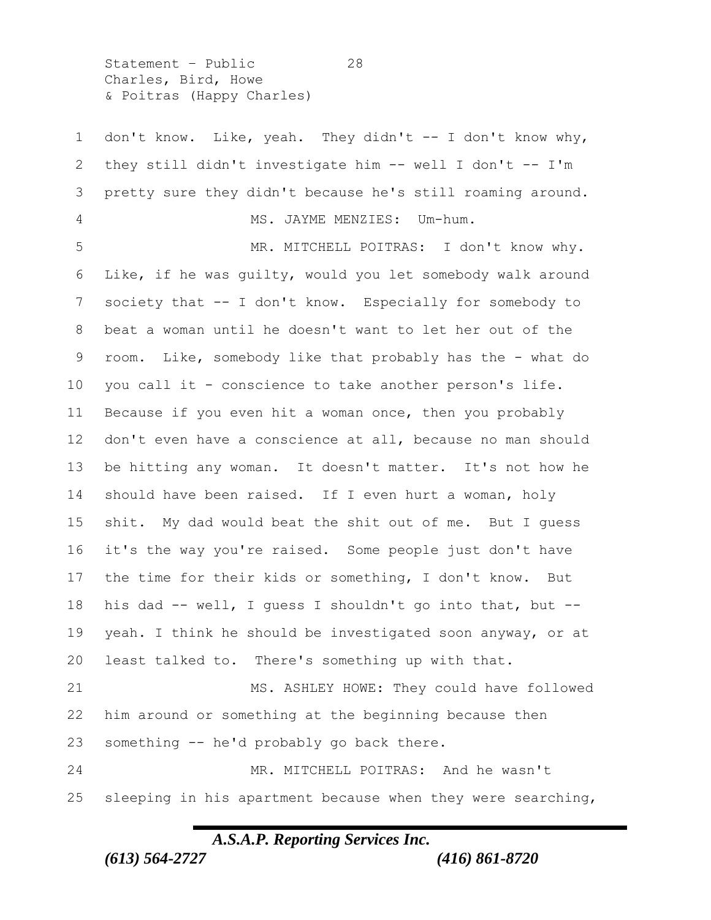don't know. Like, yeah. They didn't -- I don't know why, they still didn't investigate him -- well I don't -- I'm pretty sure they didn't because he's still roaming around.

MS. JAYME MENZIES: Um-hum.

MR. MITCHELL POITRAS: I don't know why. Like, if he was guilty, would you let somebody walk around society that -- I don't know. Especially for somebody to beat a woman until he doesn't want to let her out of the room. Like, somebody like that probably has the - what do you call it - conscience to take another person's life. Because if you even hit a woman once, then you probably don't even have a conscience at all, because no man should be hitting any woman. It doesn't matter. It's not how he should have been raised. If I even hurt a woman, holy shit. My dad would beat the shit out of me. But I guess it's the way you're raised. Some people just don't have the time for their kids or something, I don't know. But his dad -- well, I guess I shouldn't go into that, but -- yeah. I think he should be investigated soon anyway, or at least talked to. There's something up with that.

MS. ASHLEY HOWE: They could have followed him around or something at the beginning because then something -- he'd probably go back there.

MR. MITCHELL POITRAS: And he wasn't sleeping in his apartment because when they were searching,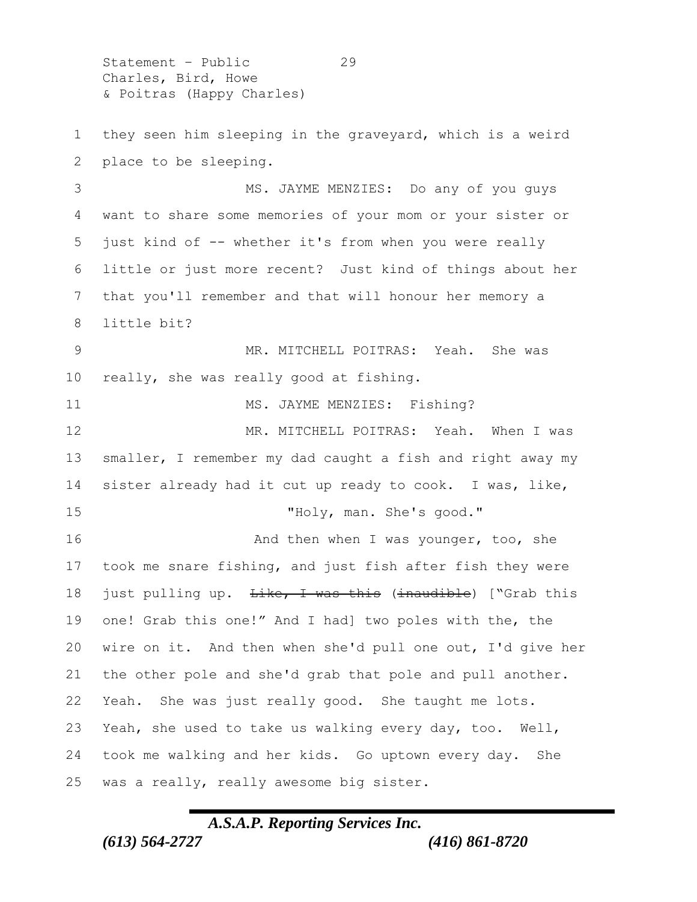they seen him sleeping in the graveyard, which is a weird place to be sleeping.

MS. JAYME MENZIES: Do any of you guys want to share some memories of your mom or your sister or just kind of -- whether it's from when you were really little or just more recent? Just kind of things about her that you'll remember and that will honour her memory a little bit?

MR. MITCHELL POITRAS: Yeah. She was really, she was really good at fishing.

MS. JAYME MENZIES: Fishing?

MR. MITCHELL POITRAS: Yeah. When I was smaller, I remember my dad caught a fish and right away my sister already had it cut up ready to cook. I was, like,

"Holy, man. She's good."

And then when I was younger, too, she took me snare fishing, and just fish after fish they were just pulling up. ~~Like, I was this~~ (~~inaudible~~) ["Grab this one! Grab this one!" And I had] two poles with the, the wire on it. And then when she'd pull one out, I'd give her the other pole and she'd grab that pole and pull another. Yeah. She was just really good. She taught me lots. Yeah, she used to take us walking every day, too. Well, took me walking and her kids. Go uptown every day. She was a really, really awesome big sister.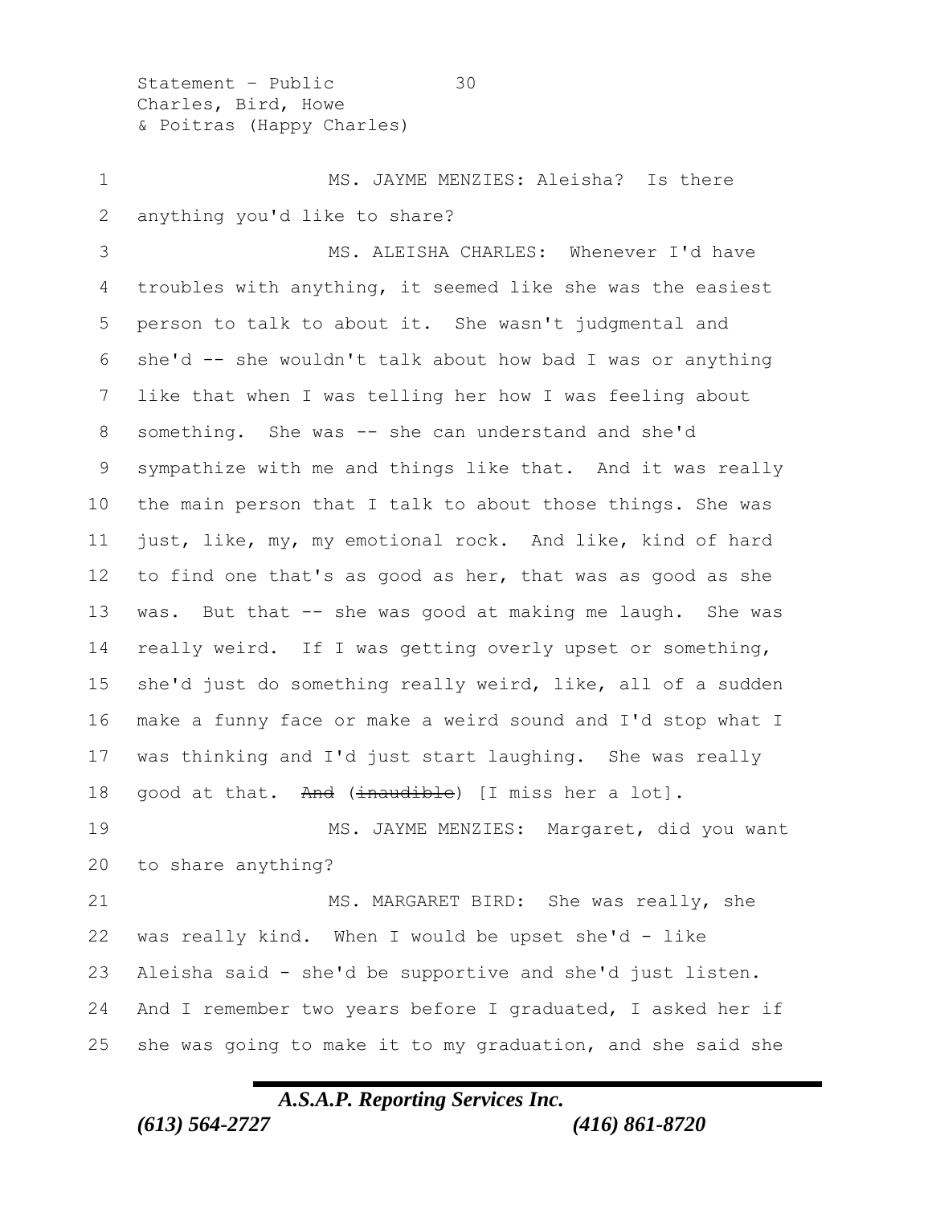MS. JAYME MENZIES: Aleisha? Is there anything you'd like to share?

MS. ALEISHA CHARLES: Whenever I'd have troubles with anything, it seemed like she was the easiest person to talk to about it. She wasn't judgmental and she'd -- she wouldn't talk about how bad I was or anything like that when I was telling her how I was feeling about something. She was -- she can understand and she'd sympathize with me and things like that. And it was really the main person that I talk to about those things. She was just, like, my, my emotional rock. And like, kind of hard to find one that's as good as her, that was as good as she was. But that -- she was good at making me laugh. She was really weird. If I was getting overly upset or something, she'd just do something really weird, like, all of a sudden make a funny face or make a weird sound and I'd stop what I was thinking and I'd just start laughing. She was really good at that. ~~And~~ (~~inaudible~~) [I miss her a lot].

MS. JAYME MENZIES: Margaret, did you want to share anything?

MS. MARGARET BIRD: She was really, she was really kind. When I would be upset she'd - like Aleisha said - she'd be supportive and she'd just listen. And I remember two years before I graduated, I asked her if she was going to make it to my graduation, and she said she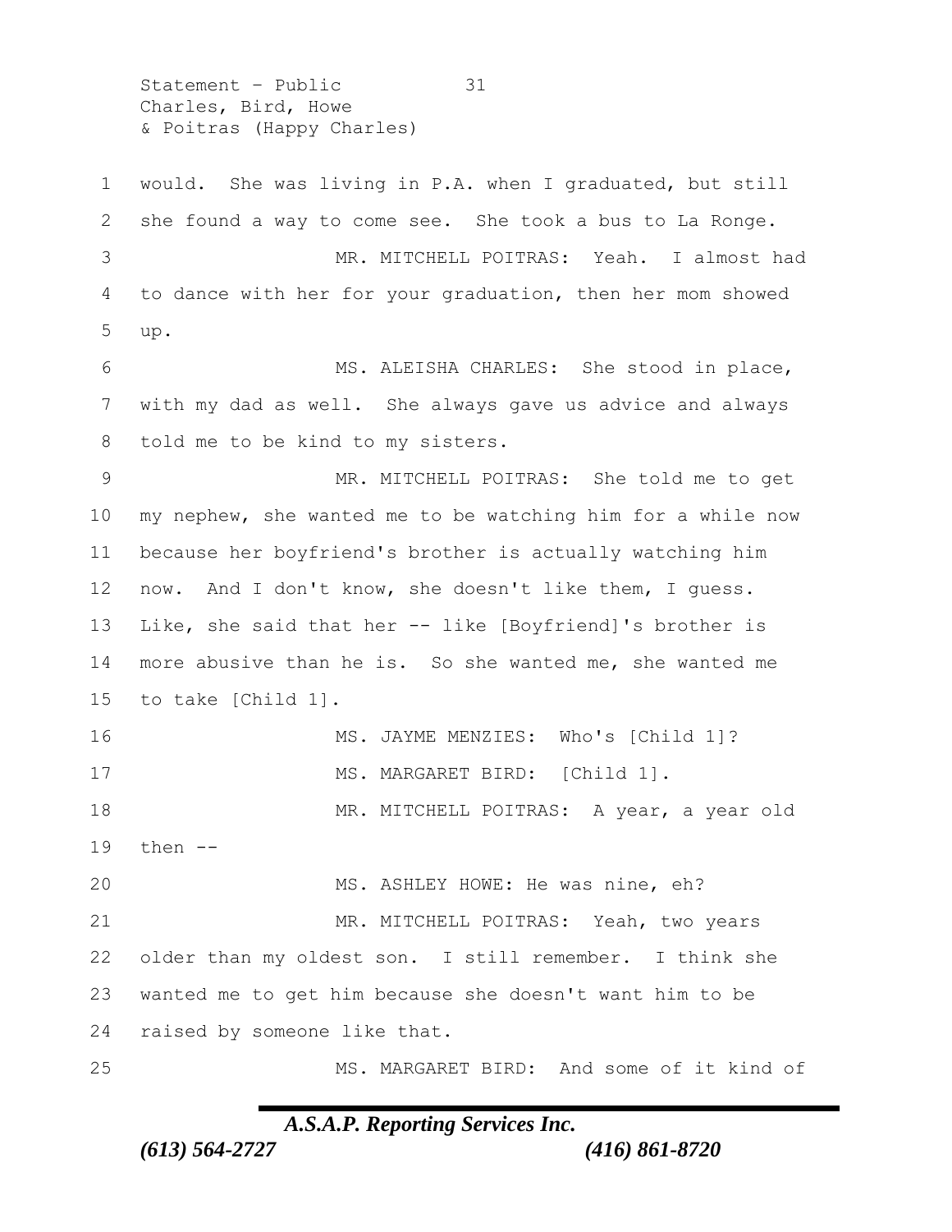would. She was living in P.A. when I graduated, but still she found a way to come see. She took a bus to La Ronge.

MR. MITCHELL POITRAS: Yeah. I almost had to dance with her for your graduation, then her mom showed up.

MS. ALEISHA CHARLES: She stood in place, with my dad as well. She always gave us advice and always told me to be kind to my sisters.

MR. MITCHELL POITRAS: She told me to get my nephew, she wanted me to be watching him for a while now because her boyfriend's brother is actually watching him now. And I don't know, she doesn't like them, I guess. Like, she said that her -- like [Boyfriend]'s brother is more abusive than he is. So she wanted me, she wanted me to take [Child 1].

MS. JAYME MENZIES: Who's [Child 1]?

MS. MARGARET BIRD: [Child 1].

MR. MITCHELL POITRAS: A year, a year old then --

MS. ASHLEY HOWE: He was nine, eh?

MR. MITCHELL POITRAS: Yeah, two years older than my oldest son. I still remember. I think she wanted me to get him because she doesn't want him to be raised by someone like that.

MS. MARGARET BIRD: And some of it kind of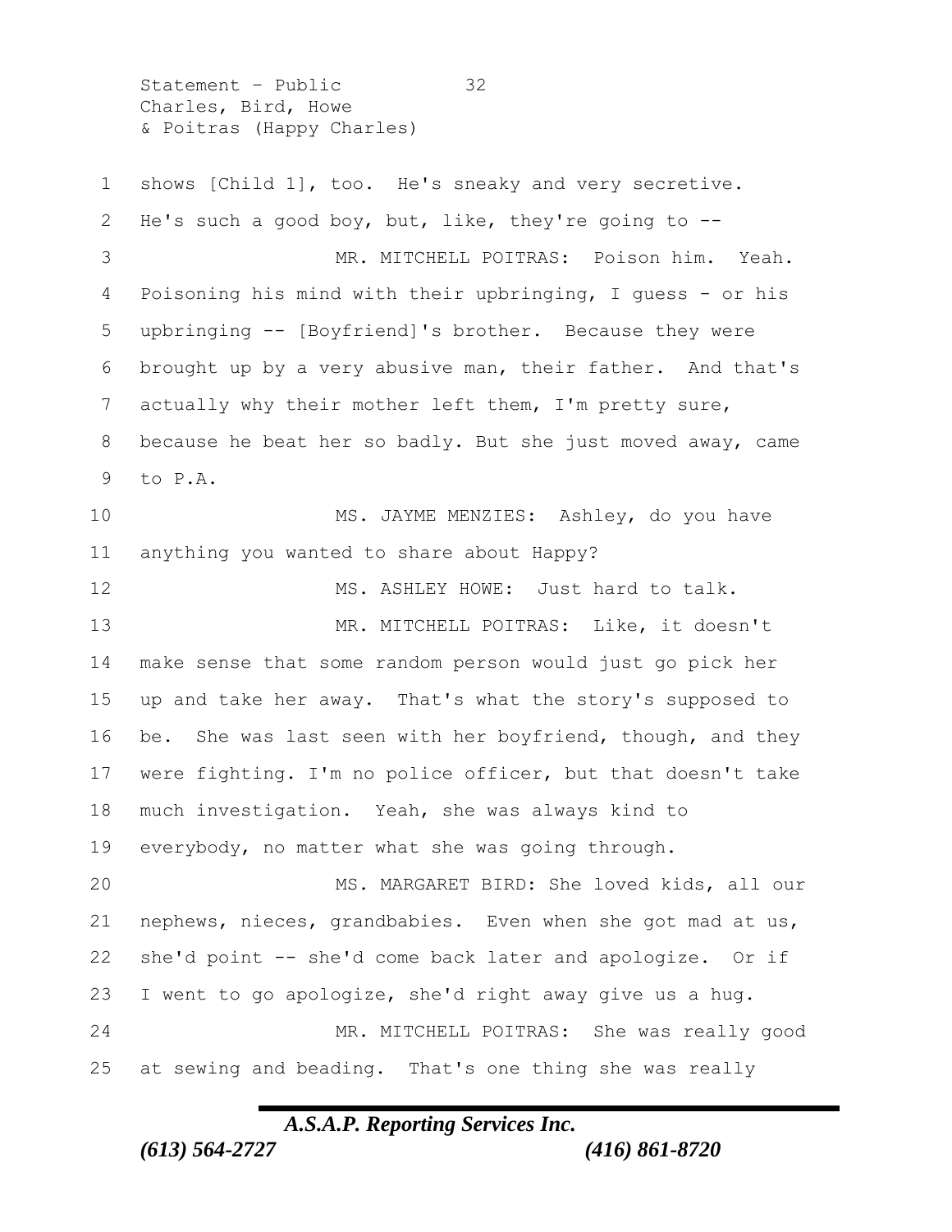shows [Child 1], too. He's sneaky and very secretive. He's such a good boy, but, like, they're going to --

MR. MITCHELL POITRAS: Poison him. Yeah. Poisoning his mind with their upbringing, I guess - or his upbringing -- [Boyfriend]'s brother. Because they were brought up by a very abusive man, their father. And that's actually why their mother left them, I'm pretty sure, because he beat her so badly. But she just moved away, came to P.A.

MS. JAYME MENZIES: Ashley, do you have anything you wanted to share about Happy?

MS. ASHLEY HOWE: Just hard to talk.

MR. MITCHELL POITRAS: Like, it doesn't make sense that some random person would just go pick her up and take her away. That's what the story's supposed to be. She was last seen with her boyfriend, though, and they were fighting. I'm no police officer, but that doesn't take much investigation. Yeah, she was always kind to everybody, no matter what she was going through.

MS. MARGARET BIRD: She loved kids, all our nephews, nieces, grandbabies. Even when she got mad at us, she'd point -- she'd come back later and apologize. Or if I went to go apologize, she'd right away give us a hug.

MR. MITCHELL POITRAS: She was really good at sewing and beading. That's one thing she was really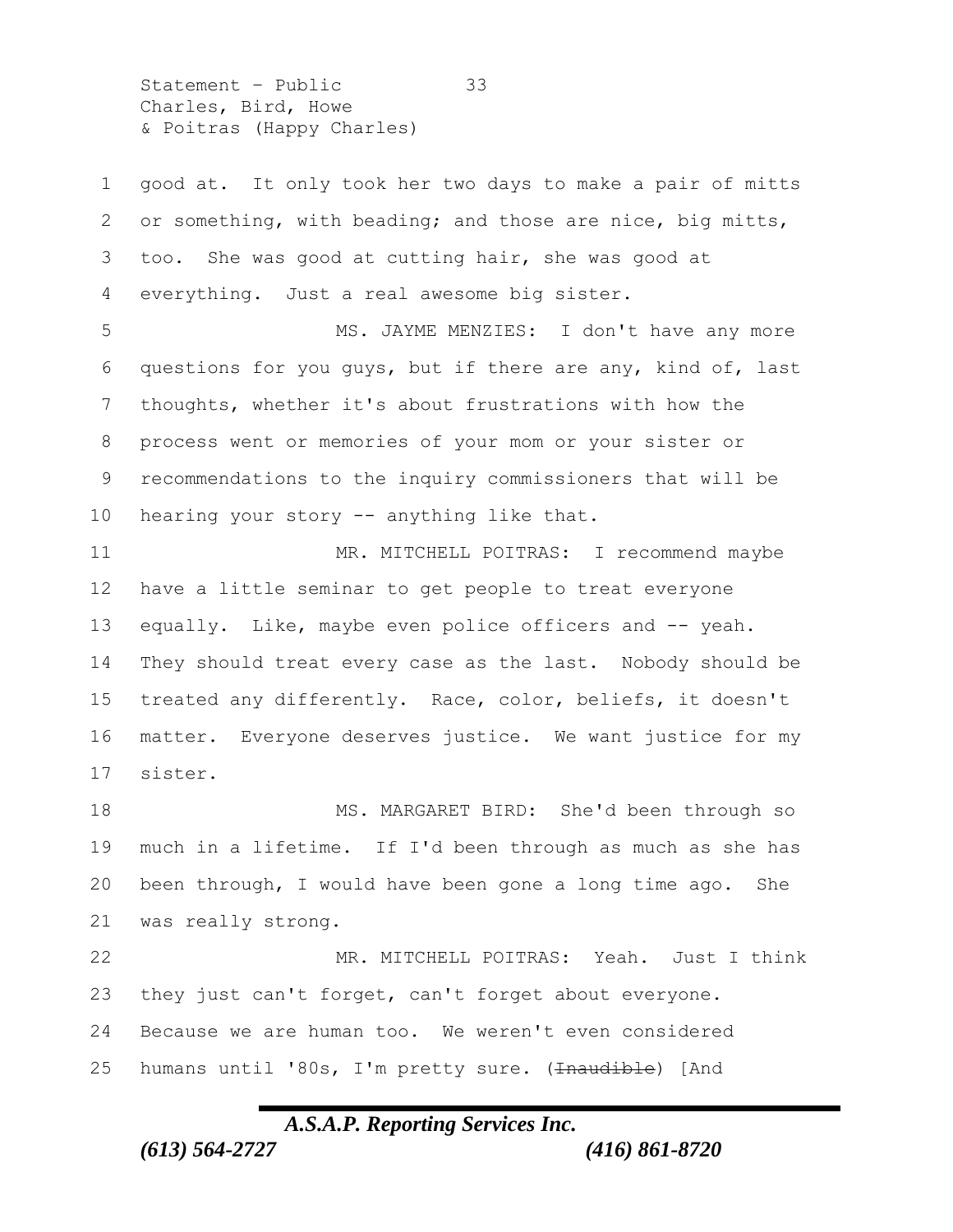good at. It only took her two days to make a pair of mitts or something, with beading; and those are nice, big mitts, too. She was good at cutting hair, she was good at everything. Just a real awesome big sister.

MS. JAYME MENZIES: I don't have any more questions for you guys, but if there are any, kind of, last thoughts, whether it's about frustrations with how the process went or memories of your mom or your sister or recommendations to the inquiry commissioners that will be hearing your story -- anything like that.

MR. MITCHELL POITRAS: I recommend maybe have a little seminar to get people to treat everyone equally. Like, maybe even police officers and -- yeah. They should treat every case as the last. Nobody should be treated any differently. Race, color, beliefs, it doesn't matter. Everyone deserves justice. We want justice for my sister.

MS. MARGARET BIRD: She'd been through so much in a lifetime. If I'd been through as much as she has been through, I would have been gone a long time ago. She was really strong.

MR. MITCHELL POITRAS: Yeah. Just I think they just can't forget, can't forget about everyone. Because we are human too. We weren't even considered humans until '80s, I'm pretty sure. (~~Inaudible~~) [And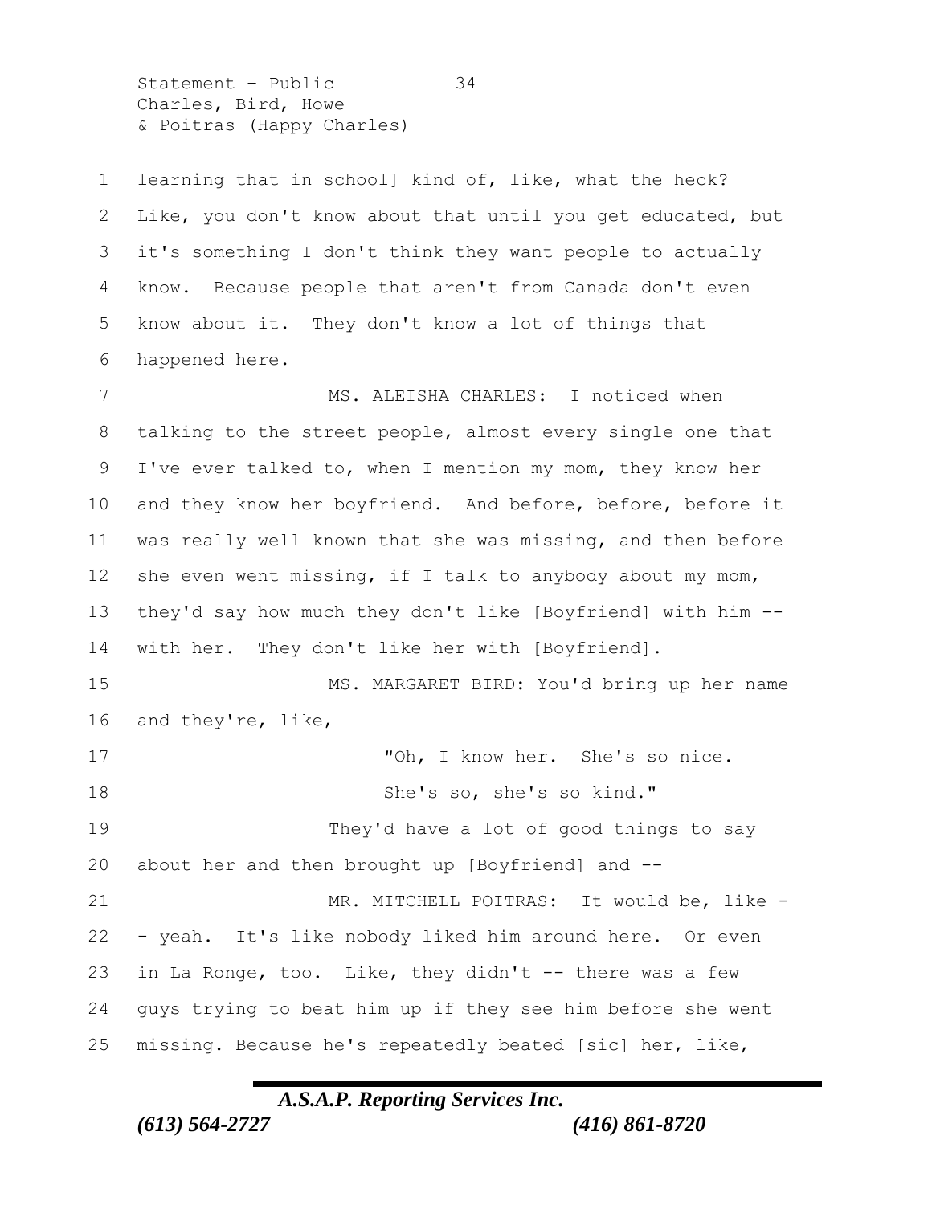learning that in school] kind of, like, what the heck? Like, you don't know about that until you get educated, but it's something I don't think they want people to actually know. Because people that aren't from Canada don't even know about it. They don't know a lot of things that happened here.

MS. ALEISHA CHARLES: I noticed when talking to the street people, almost every single one that I've ever talked to, when I mention my mom, they know her and they know her boyfriend. And before, before, before it was really well known that she was missing, and then before she even went missing, if I talk to anybody about my mom, they'd say how much they don't like [Boyfriend] with him -- with her. They don't like her with [Boyfriend].

MS. MARGARET BIRD: You'd bring up her name and they're, like,

> "Oh, I know her. She's so nice. She's so, she's so kind."

They'd have a lot of good things to say about her and then brought up [Boyfriend] and --

MR. MITCHELL POITRAS: It would be, like -- yeah. It's like nobody liked him around here. Or even in La Ronge, too. Like, they didn't -- there was a few guys trying to beat him up if they see him before she went missing. Because he's repeatedly beated [sic] her, like,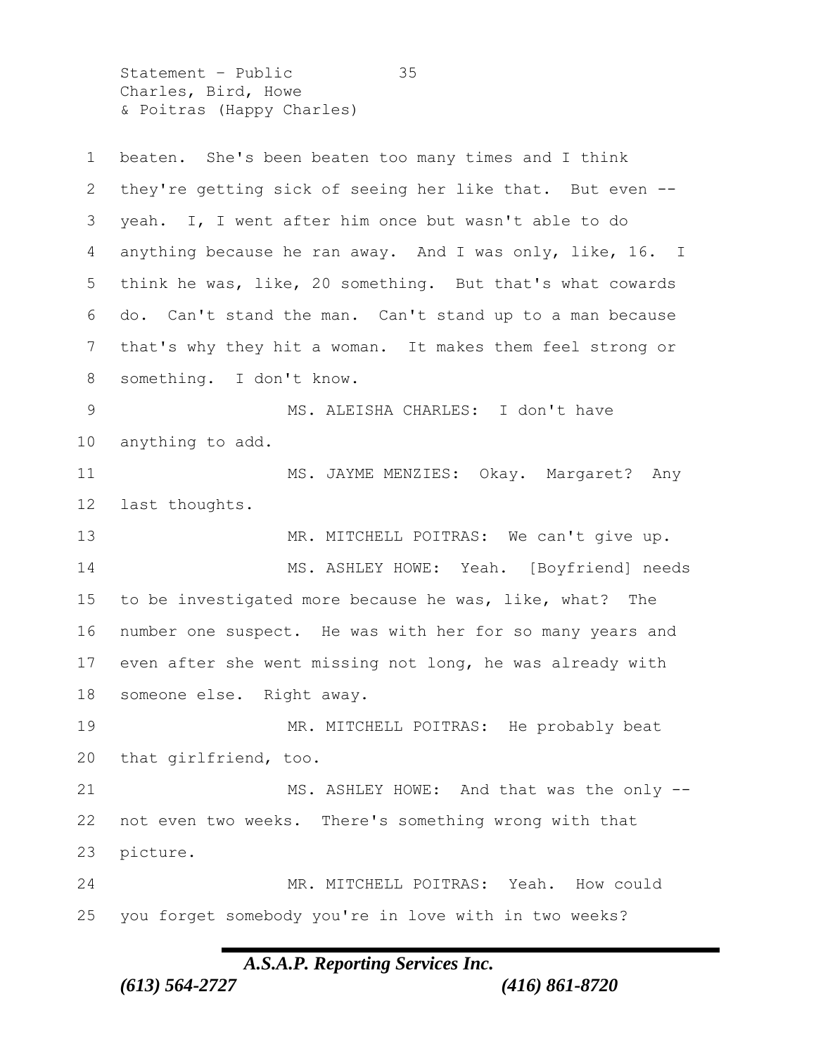beaten. She's been beaten too many times and I think they're getting sick of seeing her like that. But even -- yeah. I, I went after him once but wasn't able to do anything because he ran away. And I was only, like, 16. I think he was, like, 20 something. But that's what cowards do. Can't stand the man. Can't stand up to a man because that's why they hit a woman. It makes them feel strong or something. I don't know.

MS. ALEISHA CHARLES: I don't have anything to add.

MS. JAYME MENZIES: Okay. Margaret? Any last thoughts.

MR. MITCHELL POITRAS: We can't give up.

MS. ASHLEY HOWE: Yeah. [Boyfriend] needs to be investigated more because he was, like, what? The number one suspect. He was with her for so many years and even after she went missing not long, he was already with someone else. Right away.

MR. MITCHELL POITRAS: He probably beat that girlfriend, too.

MS. ASHLEY HOWE: And that was the only -- not even two weeks. There's something wrong with that picture.

MR. MITCHELL POITRAS: Yeah. How could you forget somebody you're in love with in two weeks?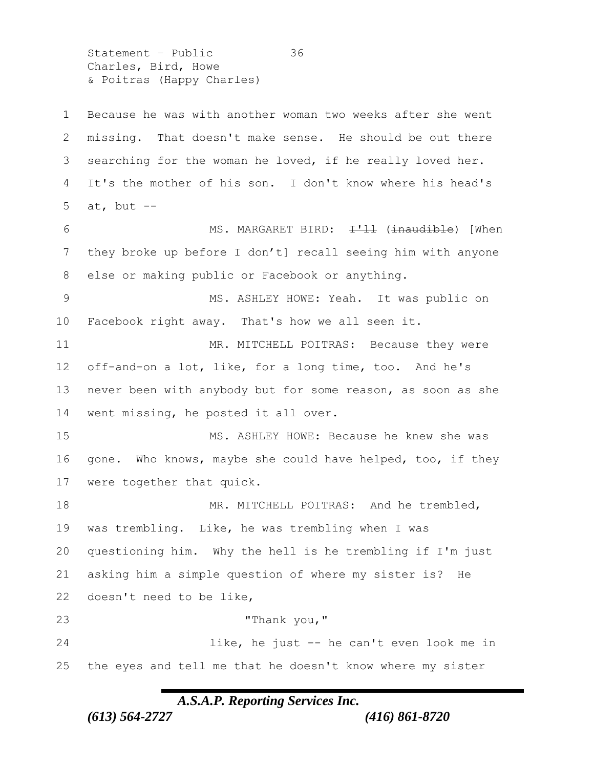Because he was with another woman two weeks after she went missing. That doesn't make sense. He should be out there searching for the woman he loved, if he really loved her. It's the mother of his son. I don't know where his head's at, but --

MS. MARGARET BIRD: ~~I'll~~ (~~inaudible~~) [When they broke up before I don't] recall seeing him with anyone else or making public or Facebook or anything.

MS. ASHLEY HOWE: Yeah. It was public on Facebook right away. That's how we all seen it.

MR. MITCHELL POITRAS: Because they were off-and-on a lot, like, for a long time, too. And he's never been with anybody but for some reason, as soon as she went missing, he posted it all over.

MS. ASHLEY HOWE: Because he knew she was gone. Who knows, maybe she could have helped, too, if they were together that quick.

MR. MITCHELL POITRAS: And he trembled, was trembling. Like, he was trembling when I was questioning him. Why the hell is he trembling if I'm just asking him a simple question of where my sister is? He doesn't need to be like,

"Thank you,"

like, he just -- he can't even look me in the eyes and tell me that he doesn't know where my sister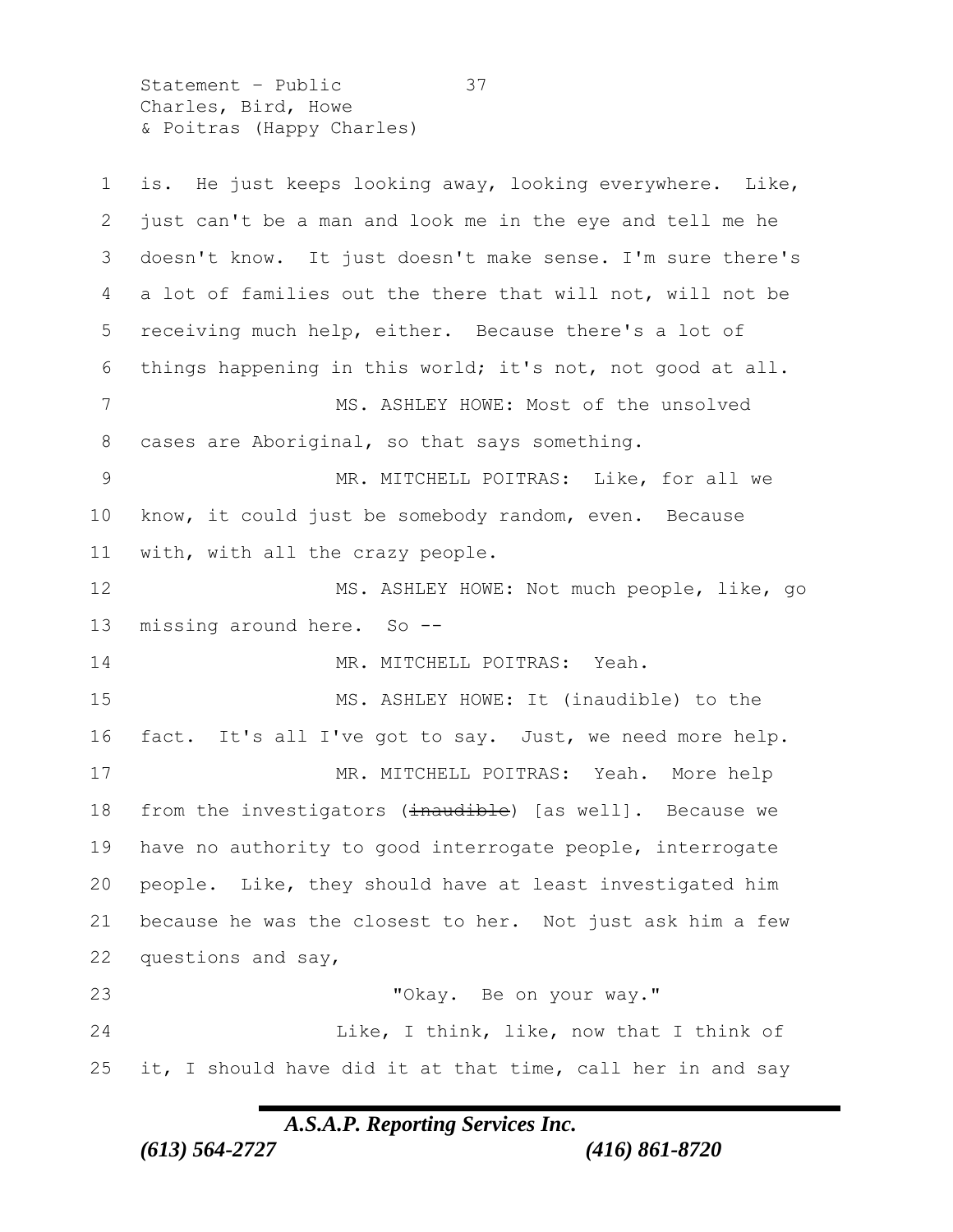is. He just keeps looking away, looking everywhere. Like, just can't be a man and look me in the eye and tell me he doesn't know. It just doesn't make sense. I'm sure there's a lot of families out the there that will not, will not be receiving much help, either. Because there's a lot of things happening in this world; it's not, not good at all.

MS. ASHLEY HOWE: Most of the unsolved cases are Aboriginal, so that says something.

MR. MITCHELL POITRAS: Like, for all we know, it could just be somebody random, even. Because with, with all the crazy people.

MS. ASHLEY HOWE: Not much people, like, go missing around here. So --

MR. MITCHELL POITRAS: Yeah.

MS. ASHLEY HOWE: It (inaudible) to the fact. It's all I've got to say. Just, we need more help.

MR. MITCHELL POITRAS: Yeah. More help from the investigators (~~inaudible~~) [as well]. Because we have no authority to good interrogate people, interrogate people. Like, they should have at least investigated him because he was the closest to her. Not just ask him a few questions and say,

"Okay. Be on your way."

Like, I think, like, now that I think of it, I should have did it at that time, call her in and say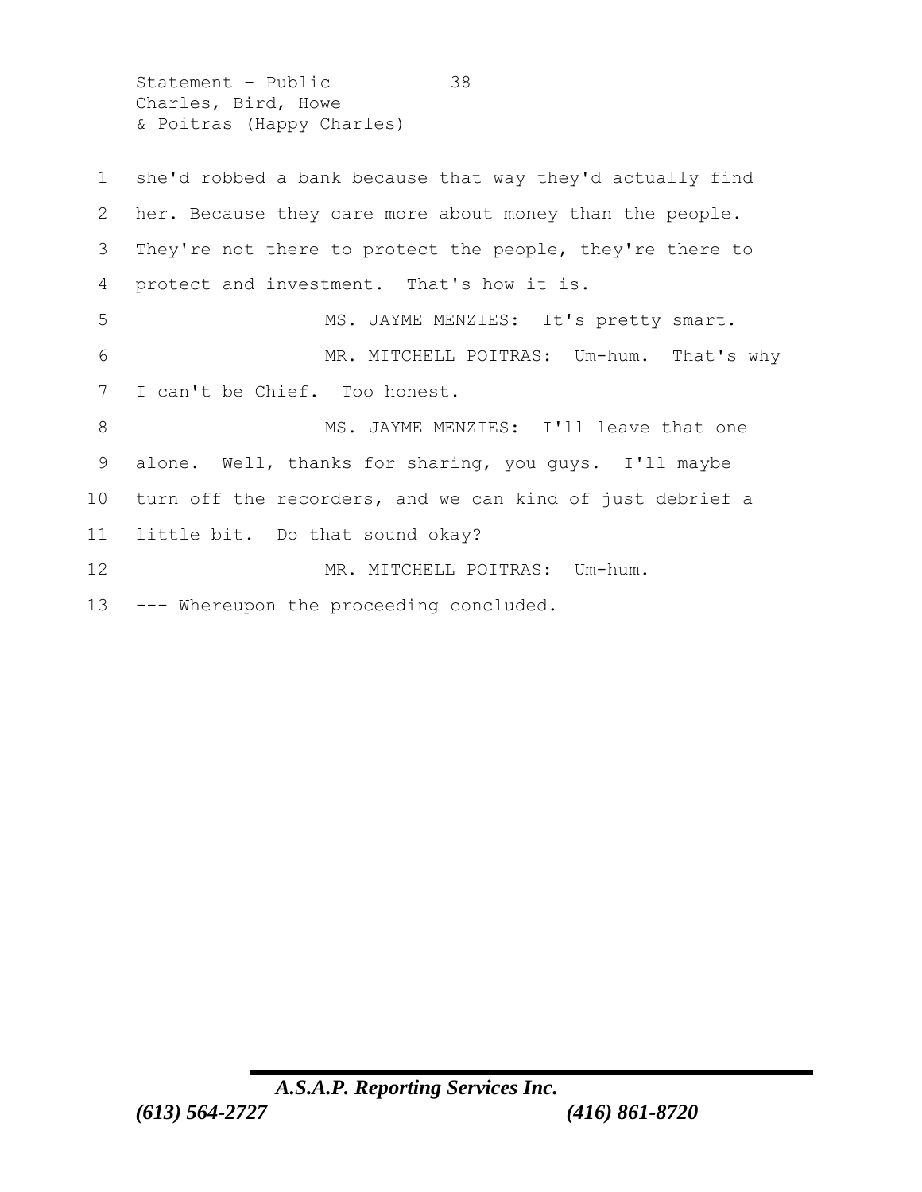she'd robbed a bank because that way they'd actually find her. Because they care more about money than the people. They're not there to protect the people, they're there to protect and investment. That's how it is.

MS. JAYME MENZIES: It's pretty smart.

MR. MITCHELL POITRAS: Um-hum. That's why I can't be Chief. Too honest.

MS. JAYME MENZIES: I'll leave that one alone. Well, thanks for sharing, you guys. I'll maybe turn off the recorders, and we can kind of just debrief a little bit. Do that sound okay?

MR. MITCHELL POITRAS: Um-hum.

--- Whereupon the proceeding concluded.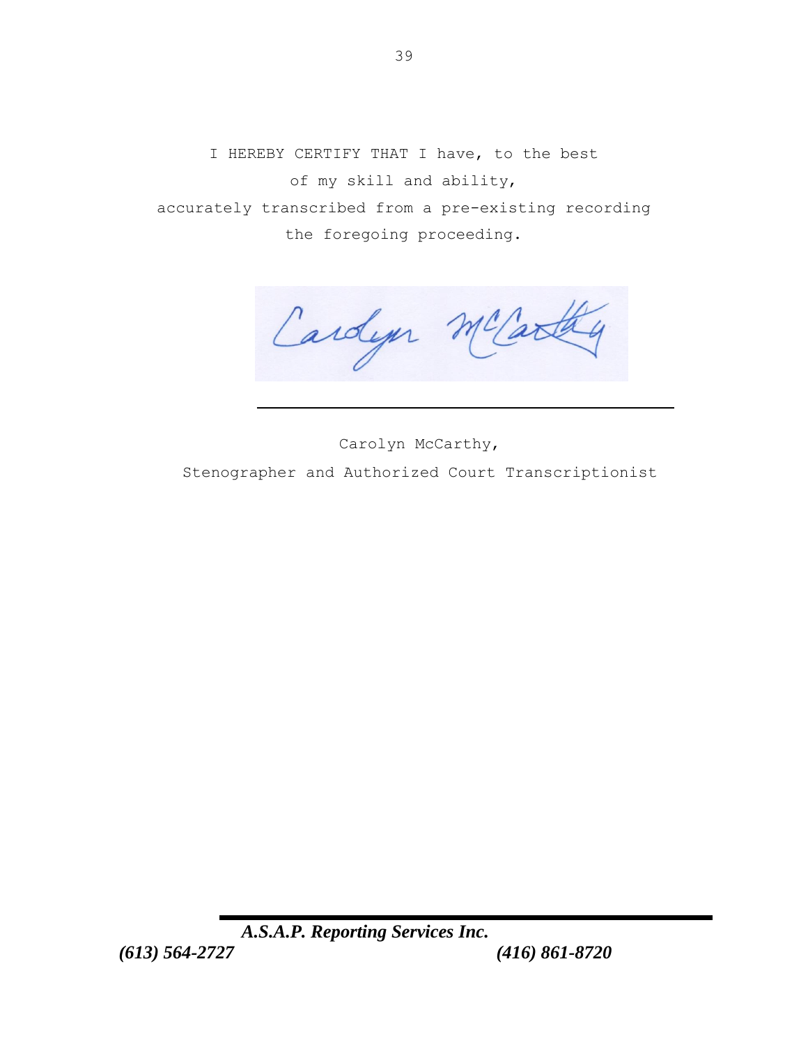I HEREBY CERTIFY THAT I have, to the best of my skill and ability, accurately transcribed from a pre-existing recording the foregoing proceeding.

Carolyn McCarthy,

Stenographer and Authorized Court Transcriptionist